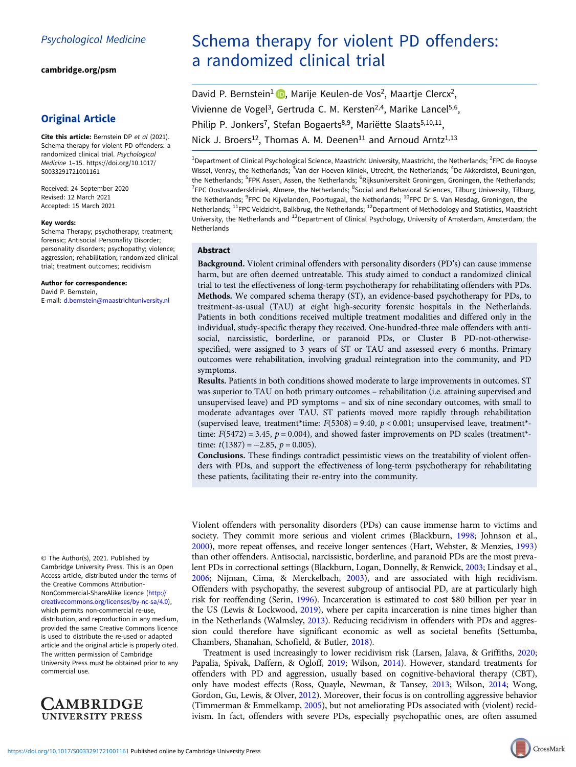Psychological Medicine

cambridge.org/psm

## Original Article

**Cite this article:** Bernstein DP *et al* (2021). Schema therapy for violent PD offenders: a randomized clinical trial. *Psychological Medicine* 1–15. https://doi.org/10.1017/S0033291721001161

Received: 24 September 2020
Revised: 12 March 2021
Accepted: 15 March 2021

**Key words:**
Schema Therapy; psychotherapy; treatment; forensic; Antisocial Personality Disorder; personality disorders; psychopathy; violence; aggression; rehabilitation; randomized clinical trial; treatment outcomes; recidivism

**Author for correspondence:**
David P. Bernstein,
E-mail: d.bernstein@maastrichtuniversity.nl

© The Author(s), 2021. Published by Cambridge University Press. This is an Open Access article, distributed under the terms of the Creative Commons Attribution-NonCommercial-ShareAlike licence (http://creativecommons.org/licenses/by-nc-sa/4.0), which permits non-commercial re-use, distribution, and reproduction in any medium, provided the same Creative Commons licence is used to distribute the re-used or adapted article and the original article is properly cited. The written permission of Cambridge University Press must be obtained prior to any commercial use.

# Schema therapy for violent PD offenders: a randomized clinical trial

David P. Bernstein[1], Marije Keulen-de Vos[2], Maartje Clercx[2], Vivienne de Vogel[3], Gertruda C. M. Kersten[2,4], Marike Lancel[5,6], Philip P. Jonkers[7], Stefan Bogaerts[8,9], Mariëtte Slaats[5,10,11], Nick J. Broers[12], Thomas A. M. Deenen[11] and Arnoud Arntz[1,13]

[1]Department of Clinical Psychological Science, Maastricht University, Maastricht, the Netherlands; [2]FPC de Rooyse Wissel, Venray, the Netherlands; [3]Van der Hoeven kliniek, Utrecht, the Netherlands; [4]De Akkerdistel, Beuningen, the Netherlands; [5]FPK Assen, Assen, the Netherlands; [6]Rijksuniversiteit Groningen, Groningen, the Netherlands; [7]FPC Oostvaarderskliniek, Almere, the Netherlands; [8]Social and Behavioral Sciences, Tilburg University, Tilburg, the Netherlands; [9]FPC De Kijvelanden, Poortugaal, the Netherlands; [10]FPC Dr S. Van Mesdag, Groningen, the Netherlands; [11]FPC Veldzicht, Balkbrug, the Netherlands; [12]Department of Methodology and Statistics, Maastricht University, the Netherlands and [13]Department of Clinical Psychology, University of Amsterdam, Amsterdam, the Netherlands

## Abstract

**Background.** Violent criminal offenders with personality disorders (PD's) can cause immense harm, but are often deemed untreatable. This study aimed to conduct a randomized clinical trial to test the effectiveness of long-term psychotherapy for rehabilitating offenders with PDs.
**Methods.** We compared schema therapy (ST), an evidence-based psychotherapy for PDs, to treatment-as-usual (TAU) at eight high-security forensic hospitals in the Netherlands. Patients in both conditions received multiple treatment modalities and differed only in the individual, study-specific therapy they received. One-hundred-three male offenders with antisocial, narcissistic, borderline, or paranoid PDs, or Cluster B PD-not-otherwise-specified, were assigned to 3 years of ST or TAU and assessed every 6 months. Primary outcomes were rehabilitation, involving gradual reintegration into the community, and PD symptoms.
**Results.** Patients in both conditions showed moderate to large improvements in outcomes. ST was superior to TAU on both primary outcomes – rehabilitation (i.e. attaining supervised and unsupervised leave) and PD symptoms – and six of nine secondary outcomes, with small to moderate advantages over TAU. ST patients moved more rapidly through rehabilitation (supervised leave, treatment*time: $F(5308) = 9.40$, $p < 0.001$; unsupervised leave, treatment*time: $F(5472) = 3.45$, $p = 0.004$), and showed faster improvements on PD scales (treatment*time: $t(1387) = -2.85$, $p = 0.005$).
**Conclusions.** These findings contradict pessimistic views on the treatability of violent offenders with PDs, and support the effectiveness of long-term psychotherapy for rehabilitating these patients, facilitating their re-entry into the community.

Violent offenders with personality disorders (PDs) can cause immense harm to victims and society. They commit more serious and violent crimes (Blackburn, 1998; Johnson et al., 2000), more repeat offenses, and receive longer sentences (Hart, Webster, & Menzies, 1993) than other offenders. Antisocial, narcissistic, borderline, and paranoid PDs are the most prevalent PDs in correctional settings (Blackburn, Logan, Donnelly, & Renwick, 2003; Lindsay et al., 2006; Nijman, Cima, & Merckelbach, 2003), and are associated with high recidivism. Offenders with psychopathy, the severest subgroup of antisocial PD, are at particularly high risk for reoffending (Serin, 1996). Incarceration is estimated to cost $80 billion per year in the US (Lewis & Lockwood, 2019), where per capita incarceration is nine times higher than in the Netherlands (Walmsley, 2013). Reducing recidivism in offenders with PDs and aggression could therefore have significant economic as well as societal benefits (Settumba, Chambers, Shanahan, Schofield, & Butler, 2018).

Treatment is used increasingly to lower recidivism risk (Larsen, Jalava, & Griffiths, 2020; Papalia, Spivak, Daffern, & Ogloff, 2019; Wilson, 2014). However, standard treatments for offenders with PD and aggression, usually based on cognitive-behavioral therapy (CBT), only have modest effects (Ross, Quayle, Newman, & Tansey, 2013; Wilson, 2014; Wong, Gordon, Gu, Lewis, & Olver, 2012). Moreover, their focus is on controlling aggressive behavior (Timmerman & Emmelkamp, 2005), but not ameliorating PDs associated with (violent) recidivism. In fact, offenders with severe PDs, especially psychopathic ones, are often assumed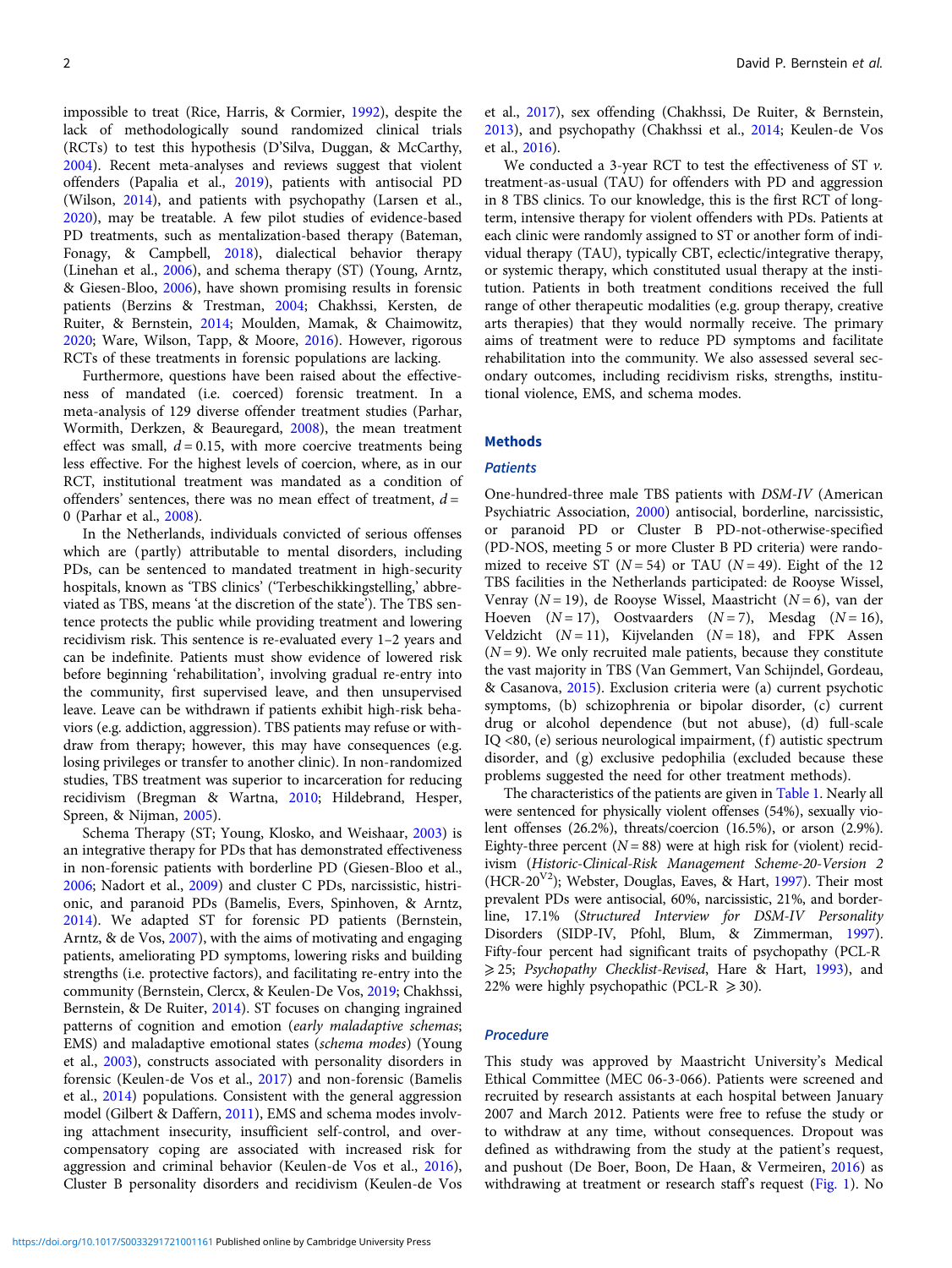impossible to treat (Rice, Harris, & Cormier, 1992), despite the lack of methodologically sound randomized clinical trials (RCTs) to test this hypothesis (D'Silva, Duggan, & McCarthy, 2004). Recent meta-analyses and reviews suggest that violent offenders (Papalia et al., 2019), patients with antisocial PD (Wilson, 2014), and patients with psychopathy (Larsen et al., 2020), may be treatable. A few pilot studies of evidence-based PD treatments, such as mentalization-based therapy (Bateman, Fonagy, & Campbell, 2018), dialectical behavior therapy (Linehan et al., 2006), and schema therapy (ST) (Young, Arntz, & Giesen-Bloo, 2006), have shown promising results in forensic patients (Berzins & Trestman, 2004; Chakhssi, Kersten, de Ruiter, & Bernstein, 2014; Moulden, Mamak, & Chaimowitz, 2020; Ware, Wilson, Tapp, & Moore, 2016). However, rigorous RCTs of these treatments in forensic populations are lacking.

Furthermore, questions have been raised about the effectiveness of mandated (i.e. coerced) forensic treatment. In a meta-analysis of 129 diverse offender treatment studies (Parhar, Wormith, Derkzen, & Beauregard, 2008), the mean treatment effect was small, $d = 0.15$, with more coercive treatments being less effective. For the highest levels of coercion, where, as in our RCT, institutional treatment was mandated as a condition of offenders' sentences, there was no mean effect of treatment, $d = 0$ (Parhar et al., 2008).

In the Netherlands, individuals convicted of serious offenses which are (partly) attributable to mental disorders, including PDs, can be sentenced to mandated treatment in high-security hospitals, known as 'TBS clinics' ('Terbeschikkingstelling,' abbreviated as TBS, means 'at the discretion of the state'). The TBS sentence protects the public while providing treatment and lowering recidivism risk. This sentence is re-evaluated every 1–2 years and can be indefinite. Patients must show evidence of lowered risk before beginning 'rehabilitation', involving gradual re-entry into the community, first supervised leave, and then unsupervised leave. Leave can be withdrawn if patients exhibit high-risk behaviors (e.g. addiction, aggression). TBS patients may refuse or withdraw from therapy; however, this may have consequences (e.g. losing privileges or transfer to another clinic). In non-randomized studies, TBS treatment was superior to incarceration for reducing recidivism (Bregman & Wartna, 2010; Hildebrand, Hesper, Spreen, & Nijman, 2005).

Schema Therapy (ST; Young, Klosko, and Weishaar, 2003) is an integrative therapy for PDs that has demonstrated effectiveness in non-forensic patients with borderline PD (Giesen-Bloo et al., 2006; Nadort et al., 2009) and cluster C PDs, narcissistic, histrionic, and paranoid PDs (Bamelis, Evers, Spinhoven, & Arntz, 2014). We adapted ST for forensic PD patients (Bernstein, Arntz, & de Vos, 2007), with the aims of motivating and engaging patients, ameliorating PD symptoms, lowering risks and building strengths (i.e. protective factors), and facilitating re-entry into the community (Bernstein, Clercx, & Keulen-De Vos, 2019; Chakhssi, Bernstein, & De Ruiter, 2014). ST focuses on changing ingrained patterns of cognition and emotion (*early maladaptive schemas*; EMS) and maladaptive emotional states (*schema modes*) (Young et al., 2003), constructs associated with personality disorders in forensic (Keulen-de Vos et al., 2017) and non-forensic (Bamelis et al., 2014) populations. Consistent with the general aggression model (Gilbert & Daffern, 2011), EMS and schema modes involving attachment insecurity, insufficient self-control, and overcompensatory coping are associated with increased risk for aggression and criminal behavior (Keulen-de Vos et al., 2016), Cluster B personality disorders and recidivism (Keulen-de Vos et al., 2017), sex offending (Chakhssi, De Ruiter, & Bernstein, 2013), and psychopathy (Chakhssi et al., 2014; Keulen-de Vos et al., 2016).

We conducted a 3-year RCT to test the effectiveness of ST *v.* treatment-as-usual (TAU) for offenders with PD and aggression in 8 TBS clinics. To our knowledge, this is the first RCT of long-term, intensive therapy for violent offenders with PDs. Patients at each clinic were randomly assigned to ST or another form of individual therapy (TAU), typically CBT, eclectic/integrative therapy, or systemic therapy, which constituted usual therapy at the institution. Patients in both treatment conditions received the full range of other therapeutic modalities (e.g. group therapy, creative arts therapies) that they would normally receive. The primary aims of treatment were to reduce PD symptoms and facilitate rehabilitation into the community. We also assessed several secondary outcomes, including recidivism risks, strengths, institutional violence, EMS, and schema modes.

## Methods

### Patients

One-hundred-three male TBS patients with *DSM-IV* (American Psychiatric Association, 2000) antisocial, borderline, narcissistic, or paranoid PD or Cluster B PD-not-otherwise-specified (PD-NOS, meeting 5 or more Cluster B PD criteria) were randomized to receive ST ($N = 54$) or TAU ($N = 49$). Eight of the 12 TBS facilities in the Netherlands participated: de Rooyse Wissel, Venray ($N = 19$), de Rooyse Wissel, Maastricht ($N = 6$), van der Hoeven ($N = 17$), Oostvaarders ($N = 7$), Mesdag ($N = 16$), Veldzicht ($N = 11$), Kijvelanden ($N = 18$), and FPK Assen ($N = 9$). We only recruited male patients, because they constitute the vast majority in TBS (Van Gemmert, Van Schijndel, Gordeau, & Casanova, 2015). Exclusion criteria were (a) current psychotic symptoms, (b) schizophrenia or bipolar disorder, (c) current drug or alcohol dependence (but not abuse), (d) full-scale IQ <80, (e) serious neurological impairment, (f) autistic spectrum disorder, and (g) exclusive pedophilia (excluded because these problems suggested the need for other treatment methods).

The characteristics of the patients are given in Table 1. Nearly all were sentenced for physically violent offenses (54%), sexually violent offenses (26.2%), threats/coercion (16.5%), or arson (2.9%). Eighty-three percent ($N = 88$) were at high risk for (violent) recidivism (*Historic-Clinical-Risk Management Scheme-20-Version 2* (HCR-20$^{V2}$); Webster, Douglas, Eaves, & Hart, 1997). Their most prevalent PDs were antisocial, 60%, narcissistic, 21%, and borderline, 17.1% (*Structured Interview for DSM-IV Personality* Disorders (SIDP-IV, Pfohl, Blum, & Zimmerman, 1997). Fifty-four percent had significant traits of psychopathy (PCL-R $\geqslant 25$; *Psychopathy Checklist-Revised*, Hare & Hart, 1993), and 22% were highly psychopathic (PCL-R $\geqslant 30$).

### Procedure

This study was approved by Maastricht University's Medical Ethical Committee (MEC 06-3-066). Patients were screened and recruited by research assistants at each hospital between January 2007 and March 2012. Patients were free to refuse the study or to withdraw at any time, without consequences. Dropout was defined as withdrawing from the study at the patient's request, and pushout (De Boer, Boon, De Haan, & Vermeiren, 2016) as withdrawing at treatment or research staff's request (Fig. 1). No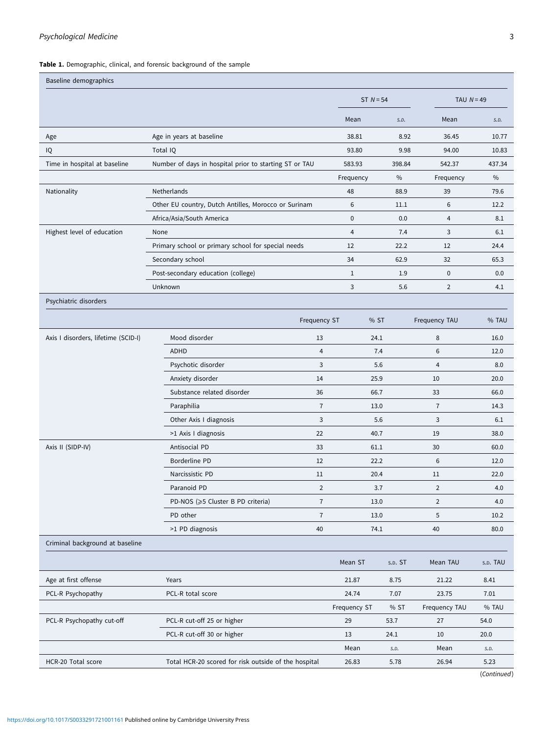**Table 1.** Demographic, clinical, and forensic background of the sample

| Baseline demographics | | | | | |
|---|---|---|---|---|---|
| | | ST $N = 54$ | | TAU $N = 49$ | |
| | | Mean | S.D. | Mean | S.D. |
| Age | Age in years at baseline | 38.81 | 8.92 | 36.45 | 10.77 |
| IQ | Total IQ | 93.80 | 9.98 | 94.00 | 10.83 |
| Time in hospital at baseline | Number of days in hospital prior to starting ST or TAU | 583.93 | 398.84 | 542.37 | 437.34 |
| | | Frequency | % | Frequency | % |
| Nationality | Netherlands | 48 | 88.9 | 39 | 79.6 |
| | Other EU country, Dutch Antilles, Morocco or Surinam | 6 | 11.1 | 6 | 12.2 |
| | Africa/Asia/South America | 0 | 0.0 | 4 | 8.1 |
| Highest level of education | None | 4 | 7.4 | 3 | 6.1 |
| | Primary school or primary school for special needs | 12 | 22.2 | 12 | 24.4 |
| | Secondary school | 34 | 62.9 | 32 | 65.3 |
| | Post-secondary education (college) | 1 | 1.9 | 0 | 0.0 |
| | Unknown | 3 | 5.6 | 2 | 4.1 |
| **Psychiatric disorders** | | | | | |
| | | Frequency ST | % ST | Frequency TAU | % TAU |
| Axis I disorders, lifetime (SCID-I) | Mood disorder | 13 | 24.1 | 8 | 16.0 |
| | ADHD | 4 | 7.4 | 6 | 12.0 |
| | Psychotic disorder | 3 | 5.6 | 4 | 8.0 |
| | Anxiety disorder | 14 | 25.9 | 10 | 20.0 |
| | Substance related disorder | 36 | 66.7 | 33 | 66.0 |
| | Paraphilia | 7 | 13.0 | 7 | 14.3 |
| | Other Axis I diagnosis | 3 | 5.6 | 3 | 6.1 |
| | >1 Axis I diagnosis | 22 | 40.7 | 19 | 38.0 |
| Axis II (SIDP-IV) | Antisocial PD | 33 | 61.1 | 30 | 60.0 |
| | Borderline PD | 12 | 22.2 | 6 | 12.0 |
| | Narcissistic PD | 11 | 20.4 | 11 | 22.0 |
| | Paranoid PD | 2 | 3.7 | 2 | 4.0 |
| | PD-NOS (⩾5 Cluster B PD criteria) | 7 | 13.0 | 2 | 4.0 |
| | PD other | 7 | 13.0 | 5 | 10.2 |
| | >1 PD diagnosis | 40 | 74.1 | 40 | 80.0 |
| **Criminal background at baseline** | | | | | |
| | | Mean ST | S.D. ST | Mean TAU | S.D. TAU |
| Age at first offense | Years | 21.87 | 8.75 | 21.22 | 8.41 |
| PCL-R Psychopathy | PCL-R total score | 24.74 | 7.07 | 23.75 | 7.01 |
| | | Frequency ST | % ST | Frequency TAU | % TAU |
| PCL-R Psychopathy cut-off | PCL-R cut-off 25 or higher | 29 | 53.7 | 27 | 54.0 |
| | PCL-R cut-off 30 or higher | 13 | 24.1 | 10 | 20.0 |
| | | Mean | S.D. | Mean | S.D. |
| HCR-20 Total score | Total HCR-20 scored for risk outside of the hospital | 26.83 | 5.78 | 26.94 | 5.23 |

(*Continued*)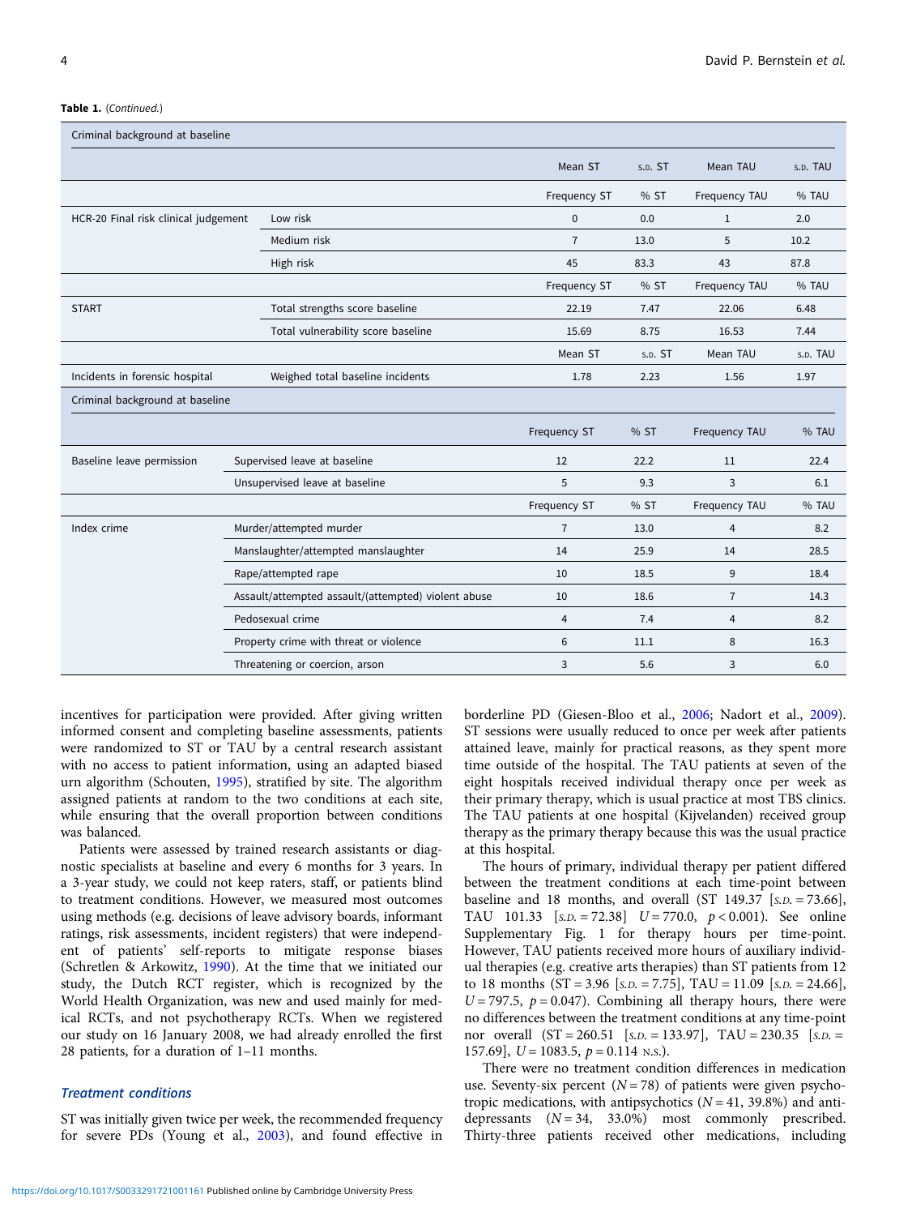**Table 1.** (*Continued*.)

| Criminal background at baseline | | | | | |
|---|---|---|---|---|---|
| | | Mean ST | S.D. ST | Mean TAU | S.D. TAU |
| | | Frequency ST | % ST | Frequency TAU | % TAU |
| HCR-20 Final risk clinical judgement | Low risk | 0 | 0.0 | 1 | 2.0 |
| | Medium risk | 7 | 13.0 | 5 | 10.2 |
| | High risk | 45 | 83.3 | 43 | 87.8 |
| | | Frequency ST | % ST | Frequency TAU | % TAU |
| START | Total strengths score baseline | 22.19 | 7.47 | 22.06 | 6.48 |
| | Total vulnerability score baseline | 15.69 | 8.75 | 16.53 | 7.44 |
| | | Mean ST | S.D. ST | Mean TAU | S.D. TAU |
| Incidents in forensic hospital | Weighed total baseline incidents | 1.78 | 2.23 | 1.56 | 1.97 |
| Criminal background at baseline | | | | | |
| | | Frequency ST | % ST | Frequency TAU | % TAU |
| Baseline leave permission | Supervised leave at baseline | 12 | 22.2 | 11 | 22.4 |
| | Unsupervised leave at baseline | 5 | 9.3 | 3 | 6.1 |
| | | Frequency ST | % ST | Frequency TAU | % TAU |
| Index crime | Murder/attempted murder | 7 | 13.0 | 4 | 8.2 |
| | Manslaughter/attempted manslaughter | 14 | 25.9 | 14 | 28.5 |
| | Rape/attempted rape | 10 | 18.5 | 9 | 18.4 |
| | Assault/attempted assault/(attempted) violent abuse | 10 | 18.6 | 7 | 14.3 |
| | Pedosexual crime | 4 | 7.4 | 4 | 8.2 |
| | Property crime with threat or violence | 6 | 11.1 | 8 | 16.3 |
| | Threatening or coercion, arson | 3 | 5.6 | 3 | 6.0 |

incentives for participation were provided. After giving written informed consent and completing baseline assessments, patients were randomized to ST or TAU by a central research assistant with no access to patient information, using an adapted biased urn algorithm (Schouten, 1995), stratified by site. The algorithm assigned patients at random to the two conditions at each site, while ensuring that the overall proportion between conditions was balanced.

Patients were assessed by trained research assistants or diagnostic specialists at baseline and every 6 months for 3 years. In a 3-year study, we could not keep raters, staff, or patients blind to treatment conditions. However, we measured most outcomes using methods (e.g. decisions of leave advisory boards, informant ratings, risk assessments, incident registers) that were independent of patients' self-reports to mitigate response biases (Schretlen & Arkowitz, 1990). At the time that we initiated our study, the Dutch RCT register, which is recognized by the World Health Organization, was new and used mainly for medical RCTs, and not psychotherapy RCTs. When we registered our study on 16 January 2008, we had already enrolled the first 28 patients, for a duration of 1–11 months.

### Treatment conditions

ST was initially given twice per week, the recommended frequency for severe PDs (Young et al., 2003), and found effective in borderline PD (Giesen-Bloo et al., 2006; Nadort et al., 2009). ST sessions were usually reduced to once per week after patients attained leave, mainly for practical reasons, as they spent more time outside of the hospital. The TAU patients at seven of the eight hospitals received individual therapy once per week as their primary therapy, which is usual practice at most TBS clinics. The TAU patients at one hospital (Kijvelanden) received group therapy as the primary therapy because this was the usual practice at this hospital.

The hours of primary, individual therapy per patient differed between the treatment conditions at each time-point between baseline and 18 months, and overall (ST 149.37 [S.D. = 73.66], TAU 101.33 [S.D. = 72.38] $U = 770.0$, $p < 0.001$). See online Supplementary Fig. 1 for therapy hours per time-point. However, TAU patients received more hours of auxiliary individual therapies (e.g. creative arts therapies) than ST patients from 12 to 18 months (ST = 3.96 [S.D. = 7.75], TAU = 11.09 [S.D. = 24.66], $U = 797.5$, $p = 0.047$). Combining all therapy hours, there were no differences between the treatment conditions at any time-point nor overall (ST = 260.51 [S.D. = 133.97], TAU = 230.35 [S.D. = 157.69], $U = 1083.5$, $p = 0.114$ N.S.).

There were no treatment condition differences in medication use. Seventy-six percent ($N = 78$) of patients were given psychotropic medications, with antipsychotics ($N = 41$, 39.8%) and antidepressants ($N = 34$, 33.0%) most commonly prescribed. Thirty-three patients received other medications, including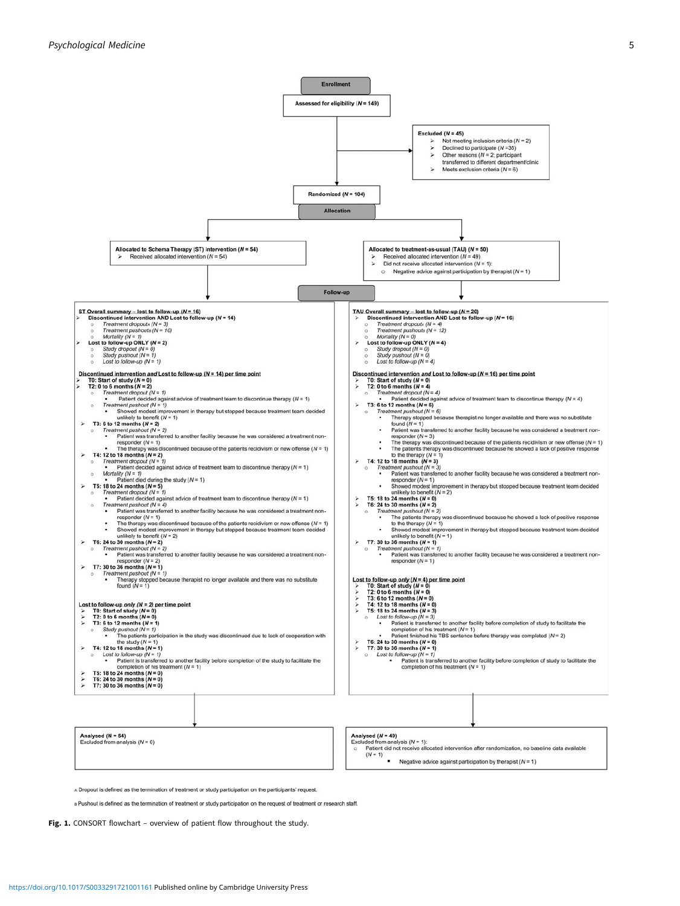**Enrollment**

Assessed for eligibility (*N* = 149)

Excluded (*N* = 45)
- Not meeting inclusion criteria (*N* = 2)
- Declined to participate (*N* =35)
- Other reasons (*N* = 2; participant transferred to different department/clinic
- Meets exclusion criteria (*N* = 6)

Randomized (*N* = 104)

**Allocation**

Allocated to Schema Therapy (ST) intervention (*N* = 54)
- Received allocated intervention (*N* = 54)

Allocated to treatment-as-usual (TAU) (*N* = 50)
- Received allocated intervention (*N* = 49)
- Did not receive allocated intervention (*N* = 1):
  - Negative advice against participation by therapist (*N* = 1)

**Follow-up**

**ST Overall summary – lost to follow-up (*N* = 16)**
- **Discontinued intervention AND Lost to follow-up (*N* = 14)**
  - *Treatment dropouts[A] (N = 3)*
  - *Treatment pushouts[B] (N = 10)*
  - *Mortality (N = 1)*
- **Lost to follow-up ONLY (*N* = 2)**
  - *Study dropout (N = 0)*
  - *Study pushout (N = 1)*
  - *Lost to follow-up (N = 1)*

**Discontinued intervention *and* Lost to follow-up (*N* = 14) per time point**
- **T0: Start of study (*N* = 0)**
- **T2: 0 to 6 months (*N* = 2)**
  - *Treatment dropout (N = 1)*
    - Patient decided against advice of treatment team to discontinue therapy (*N* = 1)
  - *Treatment pushout (N = 1)*
    - Showed modest improvement in therapy but stopped because treatment team decided unlikely to benefit (*N* = 1)
- **T3: 6 to 12 months (*N* = 2)**
  - *Treatment pushout (N = 2)*
    - Patient was transferred to another facility because he was considered a treatment non-responder (*N* = 1)
    - The therapy was discontinued because of the patients recidivism or new offense (*N* = 1)
- **T4: 12 to 18 months (*N* = 2)**
  - *Treatment dropout (N = 1)*
    - Patient decided against advice of treatment team to discontinue therapy (*N* = 1)
  - *Mortality (N = 1)*
    - Patient died during the study (*N* = 1)
- **T5: 18 to 24 months (*N* = 5)**
  - *Treatment dropout (N = 1)*
    - Patient decided against advice of treatment team to discontinue therapy (*N* = 1)
  - *Treatment pushout (N = 4)*
    - Patient was transferred to another facility because he was considered a treatment non-responder (*N* = 1)
    - The therapy was discontinued because of the patients recidivism or new offense (*N* = 1)
    - Showed modest improvement in therapy but stopped because treatment team decided unlikely to benefit (*N* = 2)
- **T6: 24 to 30 months (*N* = 2)**
  - *Treatment pushout (N = 2)*
    - Patient was transferred to another facility because he was considered a treatment non-responder (*N* = 2)
- **T7: 30 to 36 months (*N* = 1)**
  - *Treatment pushout (N = 1)*
    - Therapy stopped because therapist no longer available and there was no substitute found (*N* = 1)

**Lost to follow-up *only* (*N* = 2) per time point**
- **T0: Start of study (*N* = 0)**
- **T2: 0 to 6 months (*N* = 0)**
- **T3: 6 to 12 months (*N* = 1)**
  - *Study pushout (N = 1)*
    - The patients participation in the study was discontinued due to lack of cooperation with the study (*N* = 1)
- **T4: 12 to 18 months (*N* = 1)**
  - *Lost to follow-up (N = 1)*
    - Patient is transferred to another facility before completion of the study to facilitate the completion of his treatment (*N* = 1)
- **T5: 18 to 24 months (*N* = 0)**
- **T6: 24 to 30 months (*N* = 0)**
- **T7: 30 to 36 months (*N* = 0)**

**TAU Overall summary – lost to follow-up (*N* = 20)**
- **Discontinued intervention AND Lost to follow-up (*N* = 16)**
  - *Treatment dropouts[A] (N = 4)*
  - *Treatment pushouts[B] (N = 12)*
  - *Mortality (N = 0)*
- **Lost to follow-up ONLY (*N* = 4)**
  - *Study dropout (N = 0)*
  - *Study pushout (N = 0)*
  - *Lost to follow-up (N = 4)*

**Discontinued intervention *and* Lost to follow-up (*N* = 16) per time point**
- **T0: Start of study (*N* = 0)**
- **T2: 0 to 6 months (*N* = 4)**
  - *Treatment dropout (N = 4)*
    - Patient decided against advice of treatment team to discontinue therapy (*N* = 4)
- **T3: 6 to 12 months (*N* = 6)**
  - *Treatment pushout (N = 6)*
    - Therapy stopped because therapist no longer available and there was no substitute found (*N* = 1)
    - Patient was transferred to another facility because he was considered a treatment non-responder (*N* = 3)
    - The therapy was discontinued because of the patients recidivism or new offense (*N* = 1)
    - The patients therapy was discontinued because he showed a lack of positive response to the therapy (*N* = 1)
- **T4: 12 to 18 months (*N* = 3)**
  - *Treatment pushout (N = 3)*
    - Patient was transferred to another facility because he was considered a treatment non-responder (*N* = 1)
    - Showed modest improvement in therapy but stopped because treatment team decided unlikely to benefit (*N* = 2)
- **T5: 18 to 24 months (*N* = 0)**
- **T6: 24 to 30 months (*N* = 2)**
  - *Treatment pushout (N = 2)*
    - The patients therapy was discontinued because he showed a lack of positive response to the therapy (*N* = 1)
    - Showed modest improvement in therapy but stopped because treatment team decided unlikely to benefit (*N* = 1)
- **T7: 30 to 36 months (*N* = 1)**
  - *Treatment pushout (N = 1)*
    - Patient was transferred to another facility because he was considered a treatment non-responder (*N* = 1)

**Lost to follow-up *only* (*N* = 4) per time point**
- **T0: Start of study (*N* = 0)**
- **T2: 0 to 6 months (*N* = 0)**
- **T3: 6 to 12 months (*N* = 0)**
- **T4: 12 to 18 months (*N* = 0)**
- **T5: 18 to 24 months (*N* = 3)**
  - *Lost to follow-up (N = 3)*
    - Patient is transferred to another facility before completion of study to facilitate the completion of his treatment (*N* = 1)
    - Patient finished his TBS sentence before therapy was completed (*N* = 2)
- **T6: 24 to 30 months (*N* = 0)**
- **T7: 30 to 36 months (*N* = 1)**
  - *Lost to follow-up (N = 1)*
    - Patient is transferred to another facility before completion of study to facilitate the completion of his treatment (*N* = 1)

**Analysed (N = 54)**
Excluded from analysis (*N* = 0)

**Analysed (*N* = 49)**
Excluded from analysis (*N* = 1):
- Patient did not receive allocated intervention after randomization, no baseline data available (*N* = 1)
  - Negative advice against participation by therapist (*N* = 1)

[A] Dropout is defined as the termination of treatment or study participation on the participants' request.

[B] Pushout is defined as the termination of treatment or study participation on the request of treatment or research staff.

**Fig. 1.** CONSORT flowchart – overview of patient flow throughout the study.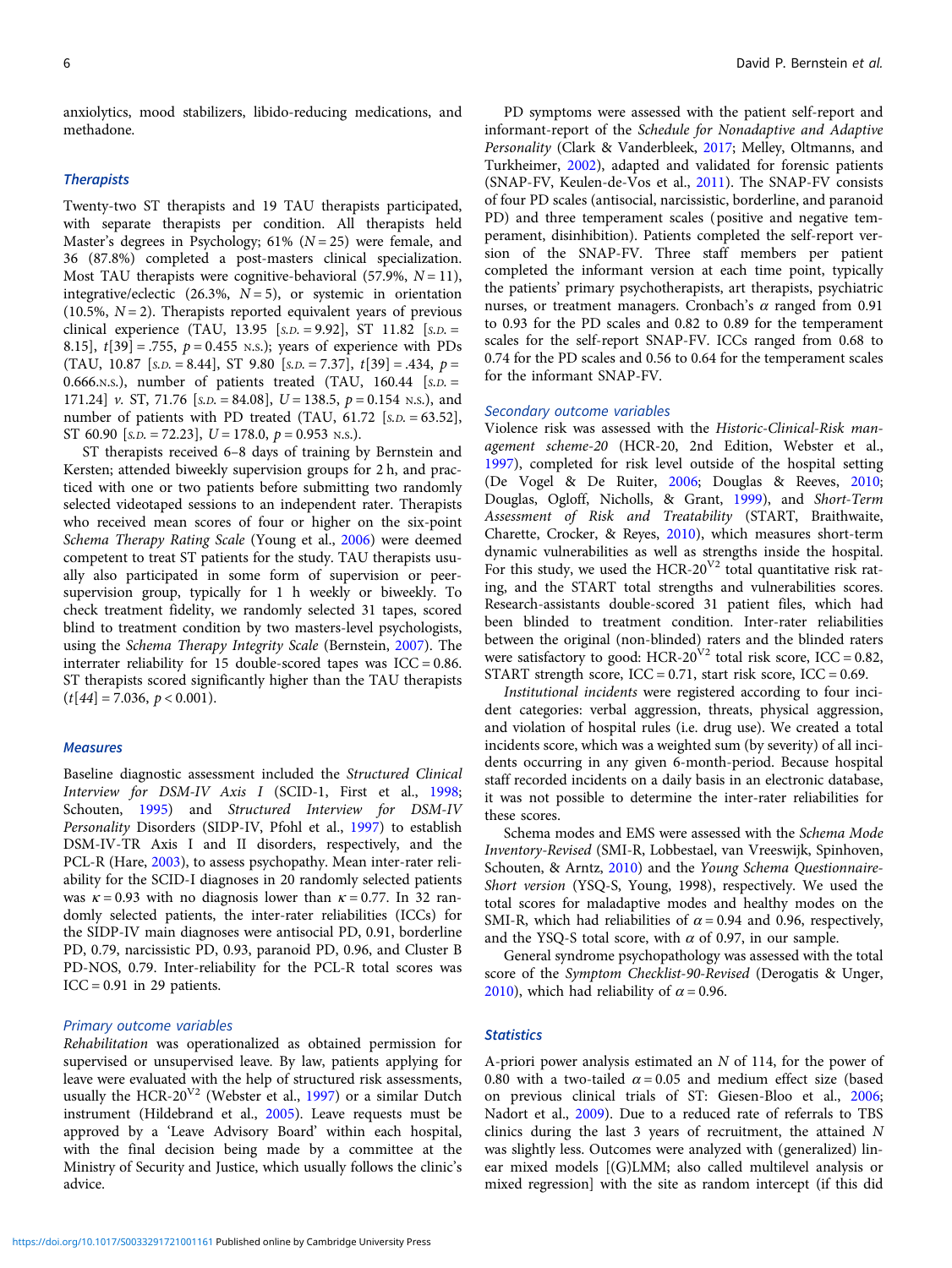anxiolytics, mood stabilizers, libido-reducing medications, and methadone.

### Therapists

Twenty-two ST therapists and 19 TAU therapists participated, with separate therapists per condition. All therapists held Master's degrees in Psychology; 61% ($N = 25$) were female, and 36 (87.8%) completed a post-masters clinical specialization. Most TAU therapists were cognitive-behavioral (57.9%, $N = 11$), integrative/eclectic (26.3%, $N = 5$), or systemic in orientation (10.5%, $N = 2$). Therapists reported equivalent years of previous clinical experience (TAU, 13.95 [S.D. = 9.92], ST 11.82 [S.D. = 8.15], $t[39] = .755$, $p = 0.455$ N.S.); years of experience with PDs (TAU, 10.87 [S.D. = 8.44], ST 9.80 [S.D. = 7.37], $t[39] = .434$, $p = 0.666$.N.S.), number of patients treated (TAU, 160.44 [S.D. = 171.24] v. ST, 71.76 [S.D. = 84.08], $U = 138.5$, $p = 0.154$ N.S.), and number of patients with PD treated (TAU, 61.72 [S.D. = 63.52], ST 60.90 [S.D. = 72.23], $U = 178.0$, $p = 0.953$ N.S.).

ST therapists received 6–8 days of training by Bernstein and Kersten; attended biweekly supervision groups for 2 h, and practiced with one or two patients before submitting two randomly selected videotaped sessions to an independent rater. Therapists who received mean scores of four or higher on the six-point *Schema Therapy Rating Scale* (Young et al., 2006) were deemed competent to treat ST patients for the study. TAU therapists usually also participated in some form of supervision or peer-supervision group, typically for 1 h weekly or biweekly. To check treatment fidelity, we randomly selected 31 tapes, scored blind to treatment condition by two masters-level psychologists, using the *Schema Therapy Integrity Scale* (Bernstein, 2007). The interrater reliability for 15 double-scored tapes was ICC = 0.86. ST therapists scored significantly higher than the TAU therapists ($t[44] = 7.036$, $p < 0.001$).

### Measures

Baseline diagnostic assessment included the *Structured Clinical Interview for DSM-IV Axis I* (SCID-1, First et al., 1998; Schouten, 1995) and *Structured Interview for DSM-IV Personality* Disorders (SIDP-IV, Pfohl et al., 1997) to establish DSM-IV-TR Axis I and II disorders, respectively, and the PCL-R (Hare, 2003), to assess psychopathy. Mean inter-rater reliability for the SCID-I diagnoses in 20 randomly selected patients was $\kappa = 0.93$ with no diagnosis lower than $\kappa = 0.77$. In 32 randomly selected patients, the inter-rater reliabilities (ICCs) for the SIDP-IV main diagnoses were antisocial PD, 0.91, borderline PD, 0.79, narcissistic PD, 0.93, paranoid PD, 0.96, and Cluster B PD-NOS, 0.79. Inter-reliability for the PCL-R total scores was ICC = 0.91 in 29 patients.

#### Primary outcome variables

*Rehabilitation* was operationalized as obtained permission for supervised or unsupervised leave. By law, patients applying for leave were evaluated with the help of structured risk assessments, usually the HCR-$20^{V2}$ (Webster et al., 1997) or a similar Dutch instrument (Hildebrand et al., 2005). Leave requests must be approved by a 'Leave Advisory Board' within each hospital, with the final decision being made by a committee at the Ministry of Security and Justice, which usually follows the clinic's advice.

PD symptoms were assessed with the patient self-report and informant-report of the *Schedule for Nonadaptive and Adaptive Personality* (Clark & Vanderbleek, 2017; Melley, Oltmanns, and Turkheimer, 2002), adapted and validated for forensic patients (SNAP-FV, Keulen-de-Vos et al., 2011). The SNAP-FV consists of four PD scales (antisocial, narcissistic, borderline, and paranoid PD) and three temperament scales (positive and negative temperament, disinhibition). Patients completed the self-report version of the SNAP-FV. Three staff members per patient completed the informant version at each time point, typically the patients' primary psychotherapists, art therapists, psychiatric nurses, or treatment managers. Cronbach's $\alpha$ ranged from 0.91 to 0.93 for the PD scales and 0.82 to 0.89 for the temperament scales for the self-report SNAP-FV. ICCs ranged from 0.68 to 0.74 for the PD scales and 0.56 to 0.64 for the temperament scales for the informant SNAP-FV.

#### Secondary outcome variables

Violence risk was assessed with the *Historic-Clinical-Risk management scheme-20* (HCR-20, 2nd Edition, Webster et al., 1997), completed for risk level outside of the hospital setting (De Vogel & De Ruiter, 2006; Douglas & Reeves, 2010; Douglas, Ogloff, Nicholls, & Grant, 1999), and *Short-Term Assessment of Risk and Treatability* (START, Braithwaite, Charette, Crocker, & Reyes, 2010), which measures short-term dynamic vulnerabilities as well as strengths inside the hospital. For this study, we used the HCR-$20^{V2}$ total quantitative risk rating, and the START total strengths and vulnerabilities scores. Research-assistants double-scored 31 patient files, which had been blinded to treatment condition. Inter-rater reliabilities between the original (non-blinded) raters and the blinded raters were satisfactory to good: HCR-$20^{V2}$ total risk score, ICC = 0.82, START strength score, ICC = 0.71, start risk score, ICC = 0.69.

*Institutional incidents* were registered according to four incident categories: verbal aggression, threats, physical aggression, and violation of hospital rules (i.e. drug use). We created a total incidents score, which was a weighted sum (by severity) of all incidents occurring in any given 6-month-period. Because hospital staff recorded incidents on a daily basis in an electronic database, it was not possible to determine the inter-rater reliabilities for these scores.

Schema modes and EMS were assessed with the *Schema Mode Inventory-Revised* (SMI-R, Lobbestael, van Vreeswijk, Spinhoven, Schouten, & Arntz, 2010) and the *Young Schema Questionnaire-Short version* (YSQ-S, Young, 1998), respectively. We used the total scores for maladaptive modes and healthy modes on the SMI-R, which had reliabilities of $\alpha = 0.94$ and 0.96, respectively, and the YSQ-S total score, with $\alpha$ of 0.97, in our sample.

General symptom psychopathology was assessed with the total score of the *Symptom Checklist-90-Revised* (Derogatis & Unger, 2010), which had reliability of $\alpha = 0.96$.

### Statistics

A-priori power analysis estimated an $N$ of 114, for the power of 0.80 with a two-tailed $\alpha = 0.05$ and medium effect size (based on previous clinical trials of ST: Giesen-Bloo et al., 2006; Nadort et al., 2009). Due to a reduced rate of referrals to TBS clinics during the last 3 years of recruitment, the attained $N$ was slightly less. Outcomes were analyzed with (generalized) linear mixed models [(G)LMM; also called multilevel analysis or mixed regression] with the site as random intercept (if this did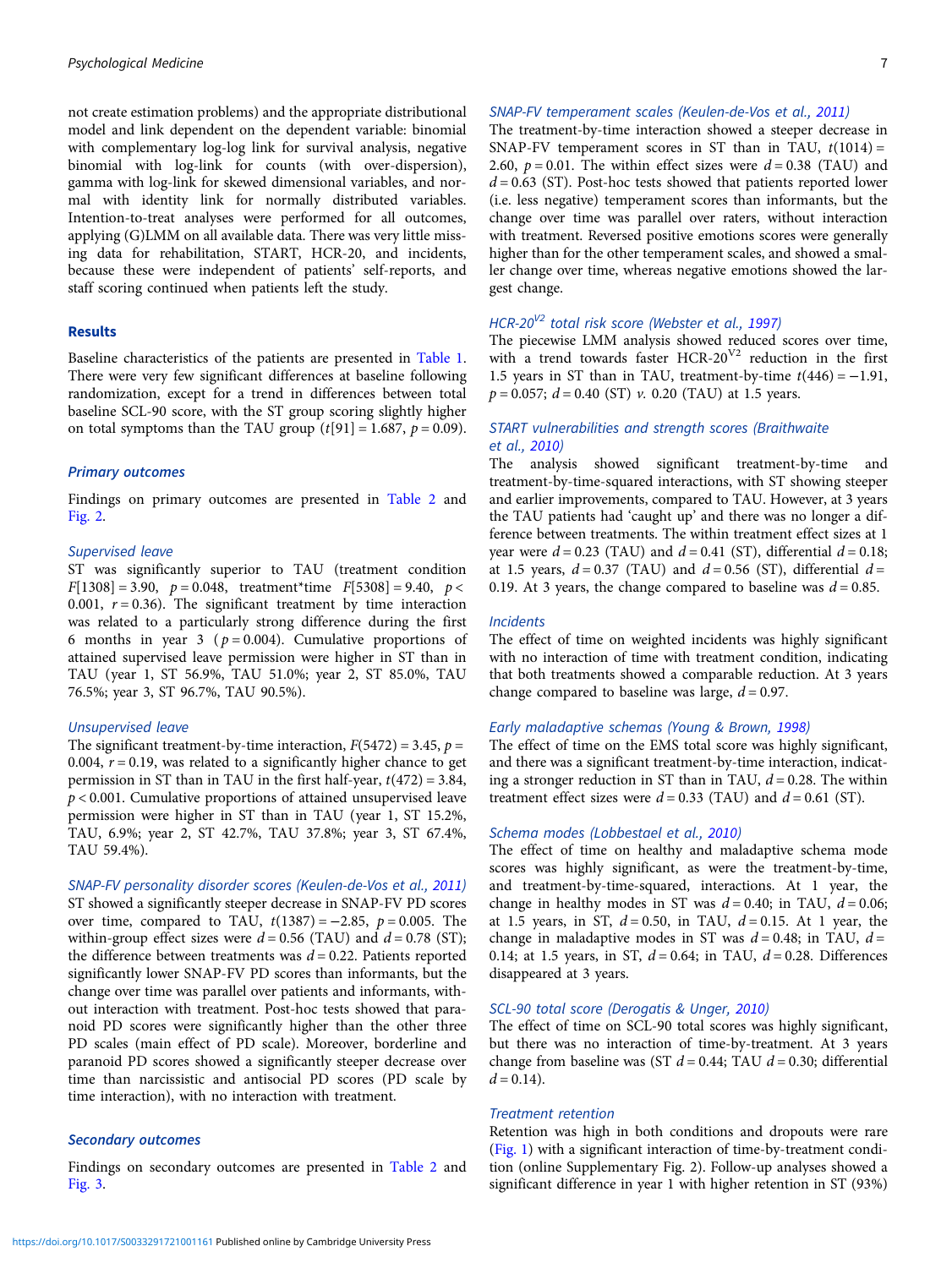not create estimation problems) and the appropriate distributional model and link dependent on the dependent variable: binomial with complementary log-log link for survival analysis, negative binomial with log-link for counts (with over-dispersion), gamma with log-link for skewed dimensional variables, and normal with identity link for normally distributed variables. Intention-to-treat analyses were performed for all outcomes, applying (G)LMM on all available data. There was very little missing data for rehabilitation, START, HCR-20, and incidents, because these were independent of patients' self-reports, and staff scoring continued when patients left the study.

## Results

Baseline characteristics of the patients are presented in Table 1. There were very few significant differences at baseline following randomization, except for a trend in differences between total baseline SCL-90 score, with the ST group scoring slightly higher on total symptoms than the TAU group ($t[91] = 1.687$, $p = 0.09$).

### Primary outcomes

Findings on primary outcomes are presented in Table 2 and Fig. 2.

#### Supervised leave

ST was significantly superior to TAU (treatment condition $F[1308] = 3.90$, $p = 0.048$, treatment*time $F[5308] = 9.40$, $p < 0.001$, $r = 0.36$). The significant treatment by time interaction was related to a particularly strong difference during the first 6 months in year 3 ($p = 0.004$). Cumulative proportions of attained supervised leave permission were higher in ST than in TAU (year 1, ST 56.9%, TAU 51.0%; year 2, ST 85.0%, TAU 76.5%; year 3, ST 96.7%, TAU 90.5%).

#### Unsupervised leave

The significant treatment-by-time interaction, $F(5472) = 3.45$, $p = 0.004$, $r = 0.19$, was related to a significantly higher chance to get permission in ST than in TAU in the first half-year, $t(472) = 3.84$, $p < 0.001$. Cumulative proportions of attained unsupervised leave permission were higher in ST than in TAU (year 1, ST 15.2%, TAU, 6.9%; year 2, ST 42.7%, TAU 37.8%; year 3, ST 67.4%, TAU 59.4%).

#### SNAP-FV personality disorder scores (Keulen-de-Vos et al., 2011)

ST showed a significantly steeper decrease in SNAP-FV PD scores over time, compared to TAU, $t(1387) = -2.85$, $p = 0.005$. The within-group effect sizes were $d = 0.56$ (TAU) and $d = 0.78$ (ST); the difference between treatments was $d = 0.22$. Patients reported significantly lower SNAP-FV PD scores than informants, but the change over time was parallel over patients and informants, without interaction with treatment. Post-hoc tests showed that paranoid PD scores were significantly higher than the other three PD scales (main effect of PD scale). Moreover, borderline and paranoid PD scores showed a significantly steeper decrease over time than narcissistic and antisocial PD scores (PD scale by time interaction), with no interaction with treatment.

### Secondary outcomes

Findings on secondary outcomes are presented in Table 2 and Fig. 3.

#### SNAP-FV temperament scales (Keulen-de-Vos et al., 2011)

The treatment-by-time interaction showed a steeper decrease in SNAP-FV temperament scores in ST than in TAU, $t(1014) = 2.60$, $p = 0.01$. The within effect sizes were $d = 0.38$ (TAU) and $d = 0.63$ (ST). Post-hoc tests showed that patients reported lower (i.e. less negative) temperament scores than informants, but the change over time was parallel over raters, without interaction with treatment. Reversed positive emotions scores were generally higher than for the other temperament scales, and showed a smaller change over time, whereas negative emotions showed the largest change.

#### HCR-20$^{V2}$ total risk score (Webster et al., 1997)

The piecewise LMM analysis showed reduced scores over time, with a trend towards faster HCR-20$^{V2}$ reduction in the first 1.5 years in ST than in TAU, treatment-by-time $t(446) = -1.91$, $p = 0.057$; $d = 0.40$ (ST) *v.* 0.20 (TAU) at 1.5 years.

#### START vulnerabilities and strength scores (Braithwaite et al., 2010)

The analysis showed significant treatment-by-time and treatment-by-time-squared interactions, with ST showing steeper and earlier improvements, compared to TAU. However, at 3 years the TAU patients had 'caught up' and there was no longer a difference between treatments. The within treatment effect sizes at 1 year were $d = 0.23$ (TAU) and $d = 0.41$ (ST), differential $d = 0.18$; at 1.5 years, $d = 0.37$ (TAU) and $d = 0.56$ (ST), differential $d = 0.19$. At 3 years, the change compared to baseline was $d = 0.85$.

#### Incidents

The effect of time on weighted incidents was highly significant with no interaction of time with treatment condition, indicating that both treatments showed a comparable reduction. At 3 years change compared to baseline was large, $d = 0.97$.

#### Early maladaptive schemas (Young & Brown, 1998)

The effect of time on the EMS total score was highly significant, and there was a significant treatment-by-time interaction, indicating a stronger reduction in ST than in TAU, $d = 0.28$. The within treatment effect sizes were $d = 0.33$ (TAU) and $d = 0.61$ (ST).

#### Schema modes (Lobbestael et al., 2010)

The effect of time on healthy and maladaptive schema mode scores was highly significant, as were the treatment-by-time, and treatment-by-time-squared, interactions. At 1 year, the change in healthy modes in ST was $d = 0.40$; in TAU, $d = 0.06$; at 1.5 years, in ST, $d = 0.50$, in TAU, $d = 0.15$. At 1 year, the change in maladaptive modes in ST was $d = 0.48$; in TAU, $d = 0.14$; at 1.5 years, in ST, $d = 0.64$; in TAU, $d = 0.28$. Differences disappeared at 3 years.

#### SCL-90 total score (Derogatis & Unger, 2010)

The effect of time on SCL-90 total scores was highly significant, but there was no interaction of time-by-treatment. At 3 years change from baseline was (ST $d = 0.44$; TAU $d = 0.30$; differential $d = 0.14$).

#### Treatment retention

Retention was high in both conditions and dropouts were rare (Fig. 1) with a significant interaction of time-by-treatment condition (online Supplementary Fig. 2). Follow-up analyses showed a significant difference in year 1 with higher retention in ST (93%)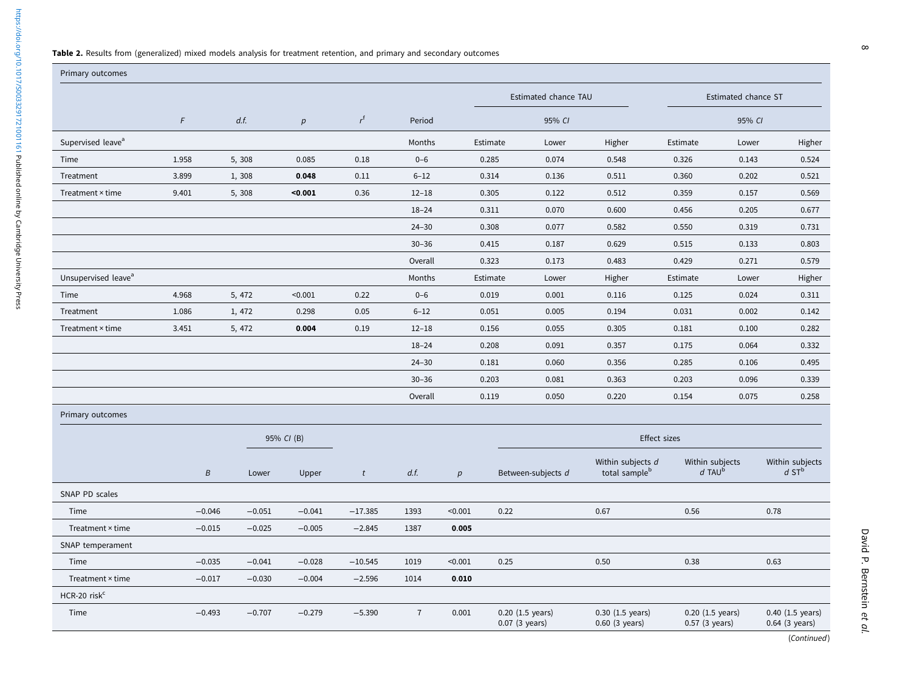**Table 2.** Results from (generalized) mixed models analysis for treatment retention, and primary and secondary outcomes

| Primary outcomes | | | | | | | | | | | |
|---|---|---|---|---|---|---|---|---|---|---|---|
| | | | | | | Estimated chance TAU | | | Estimated chance ST | | |
| | *F* | *d.f.* | *p* | $r^{f}$ | Period | 95% *CI* | | | 95% *CI* | | |
| Supervised leave[a] | | | | | Months | Estimate | Lower | Higher | Estimate | Lower | Higher |
| Time | 1.958 | 5, 308 | 0.085 | 0.18 | 0–6 | 0.285 | 0.074 | 0.548 | 0.326 | 0.143 | 0.524 |
| Treatment | 3.899 | 1, 308 | **0.048** | 0.11 | 6–12 | 0.314 | 0.136 | 0.511 | 0.360 | 0.202 | 0.521 |
| Treatment × time | 9.401 | 5, 308 | **<0.001** | 0.36 | 12–18 | 0.305 | 0.122 | 0.512 | 0.359 | 0.157 | 0.569 |
| | | | | | 18–24 | 0.311 | 0.070 | 0.600 | 0.456 | 0.205 | 0.677 |
| | | | | | 24–30 | 0.308 | 0.077 | 0.582 | 0.550 | 0.319 | 0.731 |
| | | | | | 30–36 | 0.415 | 0.187 | 0.629 | 0.515 | 0.133 | 0.803 |
| | | | | | Overall | 0.323 | 0.173 | 0.483 | 0.429 | 0.271 | 0.579 |
| Unsupervised leave[a] | | | | | Months | Estimate | Lower | Higher | Estimate | Lower | Higher |
| Time | 4.968 | 5, 472 | <0.001 | 0.22 | 0–6 | 0.019 | 0.001 | 0.116 | 0.125 | 0.024 | 0.311 |
| Treatment | 1.086 | 1, 472 | 0.298 | 0.05 | 6–12 | 0.051 | 0.005 | 0.194 | 0.031 | 0.002 | 0.142 |
| Treatment × time | 3.451 | 5, 472 | **0.004** | 0.19 | 12–18 | 0.156 | 0.055 | 0.305 | 0.181 | 0.100 | 0.282 |
| | | | | | 18–24 | 0.208 | 0.091 | 0.357 | 0.175 | 0.064 | 0.332 |
| | | | | | 24–30 | 0.181 | 0.060 | 0.356 | 0.285 | 0.106 | 0.495 |
| | | | | | 30–36 | 0.203 | 0.081 | 0.363 | 0.203 | 0.096 | 0.339 |
| | | | | | Overall | 0.119 | 0.050 | 0.220 | 0.154 | 0.075 | 0.258 |

| Primary outcomes | | | | | | | | | | |
|---|---|---|---|---|---|---|---|---|---|---|
| | | 95% *CI* (B) | | | | | Effect sizes | | | |
| | *B* | Lower | Upper | *t* | *d.f.* | *p* | Between-subjects *d* | Within subjects *d* total sample[b] | Within subjects *d* TAU[b] | Within subjects *d* ST[b] |
| SNAP PD scales | | | | | | | | | | |
| Time | −0.046 | −0.051 | −0.041 | −17.385 | 1393 | <0.001 | 0.22 | 0.67 | 0.56 | 0.78 |
| Treatment × time | −0.015 | −0.025 | −0.005 | −2.845 | 1387 | **0.005** | | | | |
| SNAP temperament | | | | | | | | | | |
| Time | −0.035 | −0.041 | −0.028 | −10.545 | 1019 | <0.001 | 0.25 | 0.50 | 0.38 | 0.63 |
| Treatment × time | −0.017 | −0.030 | −0.004 | −2.596 | 1014 | **0.010** | | | | |
| HCR-20 risk[c] | | | | | | | | | | |
| Time | −0.493 | −0.707 | −0.279 | −5.390 | 7 | 0.001 | 0.20 (1.5 years) 0.07 (3 years) | 0.30 (1.5 years) 0.60 (3 years) | 0.20 (1.5 years) 0.57 (3 years) | 0.40 (1.5 years) 0.64 (3 years) |

(*Continued*)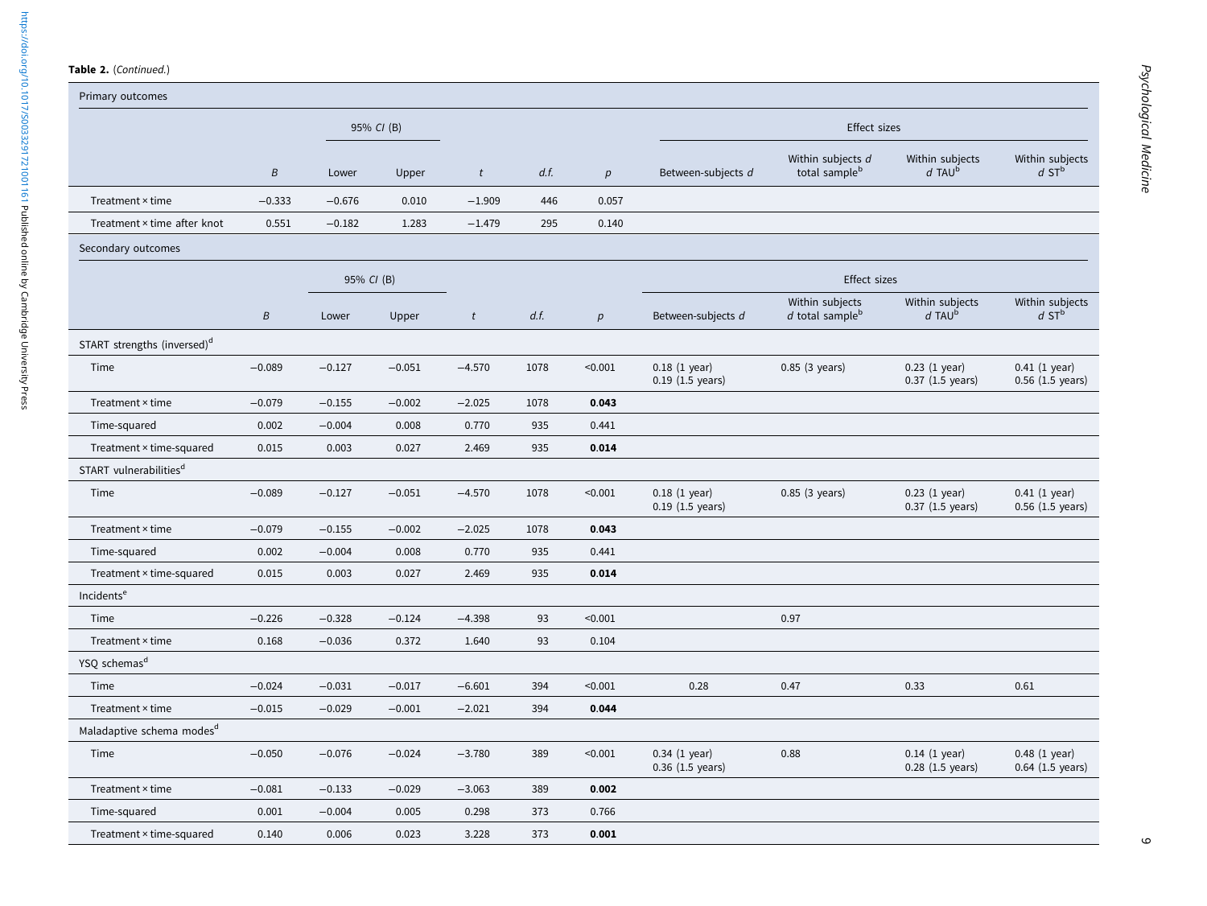**Table 2.** (*Continued.*)

| Primary outcomes | | | | | | | | | | |
|---|---|---|---|---|---|---|---|---|---|---|
| | | 95% *CI* (B) | | | | | Effect sizes | | | |
| | *B* | Lower | Upper | *t* | *d.f.* | *p* | Between-subjects *d* | Within subjects *d* total sample[b] | Within subjects *d* TAU[b] | Within subjects *d* ST[b] |
| Treatment × time | −0.333 | −0.676 | 0.010 | −1.909 | 446 | 0.057 | | | | |
| Treatment × time after knot | 0.551 | −0.182 | 1.283 | −1.479 | 295 | 0.140 | | | | |
| **Secondary outcomes** | | | | | | | | | | |
| | | 95% *CI* (B) | | | | | Effect sizes | | | |
| | *B* | Lower | Upper | *t* | *d.f.* | *p* | Between-subjects *d* | Within subjects *d* total sample[b] | Within subjects *d* TAU[b] | Within subjects *d* ST[b] |
| START strengths (inversed)[d] | | | | | | | | | | |
| Time | −0.089 | −0.127 | −0.051 | −4.570 | 1078 | <0.001 | 0.18 (1 year) 0.19 (1.5 years) | 0.85 (3 years) | 0.23 (1 year) 0.37 (1.5 years) | 0.41 (1 year) 0.56 (1.5 years) |
| Treatment × time | −0.079 | −0.155 | −0.002 | −2.025 | 1078 | **0.043** | | | | |
| Time-squared | 0.002 | −0.004 | 0.008 | 0.770 | 935 | 0.441 | | | | |
| Treatment × time-squared | 0.015 | 0.003 | 0.027 | 2.469 | 935 | **0.014** | | | | |
| START vulnerabilities[d] | | | | | | | | | | |
| Time | −0.089 | −0.127 | −0.051 | −4.570 | 1078 | <0.001 | 0.18 (1 year) 0.19 (1.5 years) | 0.85 (3 years) | 0.23 (1 year) 0.37 (1.5 years) | 0.41 (1 year) 0.56 (1.5 years) |
| Treatment × time | −0.079 | −0.155 | −0.002 | −2.025 | 1078 | **0.043** | | | | |
| Time-squared | 0.002 | −0.004 | 0.008 | 0.770 | 935 | 0.441 | | | | |
| Treatment × time-squared | 0.015 | 0.003 | 0.027 | 2.469 | 935 | **0.014** | | | | |
| Incidents[e] | | | | | | | | | | |
| Time | −0.226 | −0.328 | −0.124 | −4.398 | 93 | <0.001 | | 0.97 | | |
| Treatment × time | 0.168 | −0.036 | 0.372 | 1.640 | 93 | 0.104 | | | | |
| YSQ schemas[d] | | | | | | | | | | |
| Time | −0.024 | −0.031 | −0.017 | −6.601 | 394 | <0.001 | 0.28 | 0.47 | 0.33 | 0.61 |
| Treatment × time | −0.015 | −0.029 | −0.001 | −2.021 | 394 | **0.044** | | | | |
| Maladaptive schema modes[d] | | | | | | | | | | |
| Time | −0.050 | −0.076 | −0.024 | −3.780 | 389 | <0.001 | 0.34 (1 year) 0.36 (1.5 years) | 0.88 | 0.14 (1 year) 0.28 (1.5 years) | 0.48 (1 year) 0.64 (1.5 years) |
| Treatment × time | −0.081 | −0.133 | −0.029 | −3.063 | 389 | **0.002** | | | | |
| Time-squared | 0.001 | −0.004 | 0.005 | 0.298 | 373 | 0.766 | | | | |
| Treatment × time-squared | 0.140 | 0.006 | 0.023 | 3.228 | 373 | **0.001** | | | | |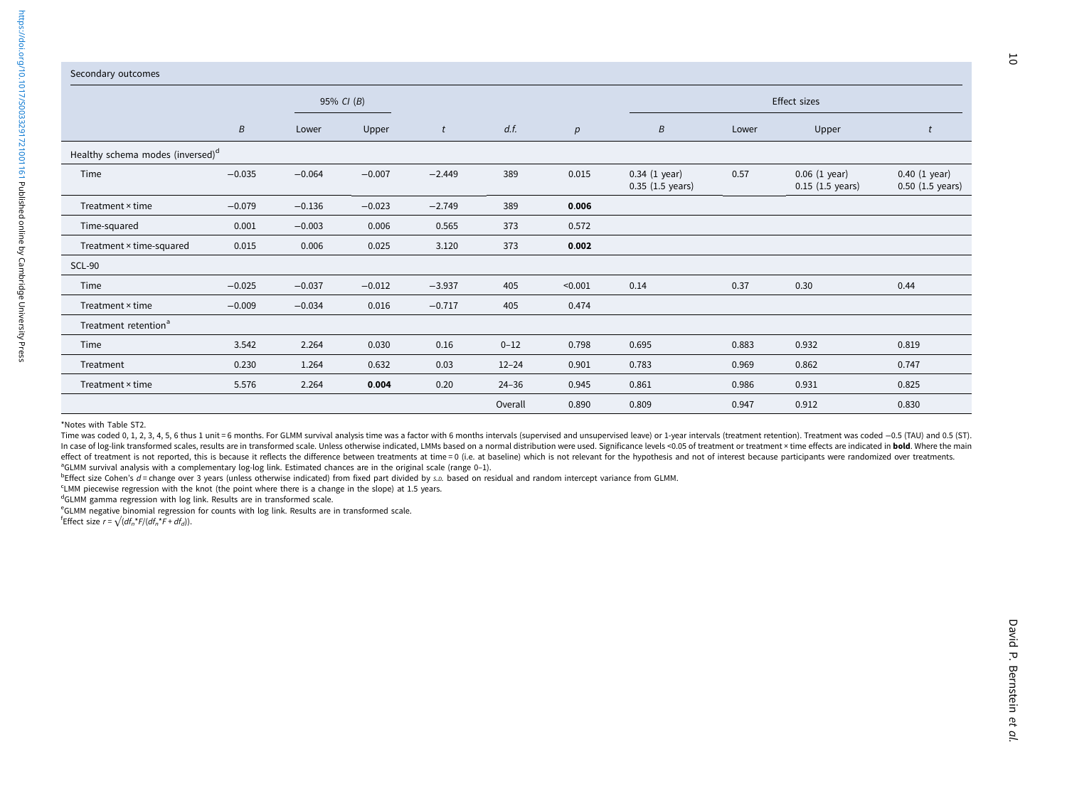| Secondary outcomes | | | | | | | | | | |
|---|---|---|---|---|---|---|---|---|---|---|
| | | 95% *CI* (*B*) | | | | | Effect sizes | | | |
| | *B* | Lower | Upper | *t* | *d.f.* | *p* | *B* | Lower | Upper | *t* |
| Healthy schema modes (inversed)[d] | | | | | | | | | | |
| Time | −0.035 | −0.064 | −0.007 | −2.449 | 389 | 0.015 | 0.34 (1 year) 0.35 (1.5 years) | 0.57 | 0.06 (1 year) 0.15 (1.5 years) | 0.40 (1 year) 0.50 (1.5 years) |
| Treatment × time | −0.079 | −0.136 | −0.023 | −2.749 | 389 | **0.006** | | | | |
| Time-squared | 0.001 | −0.003 | 0.006 | 0.565 | 373 | 0.572 | | | | |
| Treatment × time-squared | 0.015 | 0.006 | 0.025 | 3.120 | 373 | **0.002** | | | | |
| SCL-90 | | | | | | | | | | |
| Time | −0.025 | −0.037 | −0.012 | −3.937 | 405 | <0.001 | 0.14 | 0.37 | 0.30 | 0.44 |
| Treatment × time | −0.009 | −0.034 | 0.016 | −0.717 | 405 | 0.474 | | | | |
| Treatment retention[a] | | | | | | | | | | |
| Time | 3.542 | 2.264 | 0.030 | 0.16 | 0–12 | 0.798 | 0.695 | 0.883 | 0.932 | 0.819 |
| Treatment | 0.230 | 1.264 | 0.632 | 0.03 | 12–24 | 0.901 | 0.783 | 0.969 | 0.862 | 0.747 |
| Treatment × time | 5.576 | 2.264 | **0.004** | 0.20 | 24–36 | 0.945 | 0.861 | 0.986 | 0.931 | 0.825 |
| | | | | | Overall | 0.890 | 0.809 | 0.947 | 0.912 | 0.830 |

*Notes with Table ST2.

Time was coded 0, 1, 2, 3, 4, 5, 6 thus 1 unit = 6 months. For GLMM survival analysis time was a factor with 6 months intervals (supervised and unsupervised leave) or 1-year intervals (treatment retention). Treatment was coded −0.5 (TAU) and 0.5 (ST). In case of log-link transformed scales, results are in transformed scale. Unless otherwise indicated, LMMs based on a normal distribution were used. Significance levels <0.05 of treatment or treatment × time effects are indicated in **bold**. Where the main effect of treatment is not reported, this is because it reflects the difference between treatments at time = 0 (i.e. at baseline) which is not relevant for the hypothesis and not of interest because participants were randomized over treatments.

[a]GLMM survival analysis with a complementary log-log link. Estimated chances are in the original scale (range 0–1).

[b]Effect size Cohen's $d$ = change over 3 years (unless otherwise indicated) from fixed part divided by *s.d.* based on residual and random intercept variance from GLMM.

[c]LMM piecewise regression with the knot (the point where there is a change in the slope) at 1.5 years.

[d]GLMM gamma regression with log link. Results are in transformed scale.

[e]GLMM negative binomial regression for counts with log link. Results are in transformed scale.

[f]Effect size $r = \sqrt{(df_n{*}F/(df_n{*}F + df_d))}$.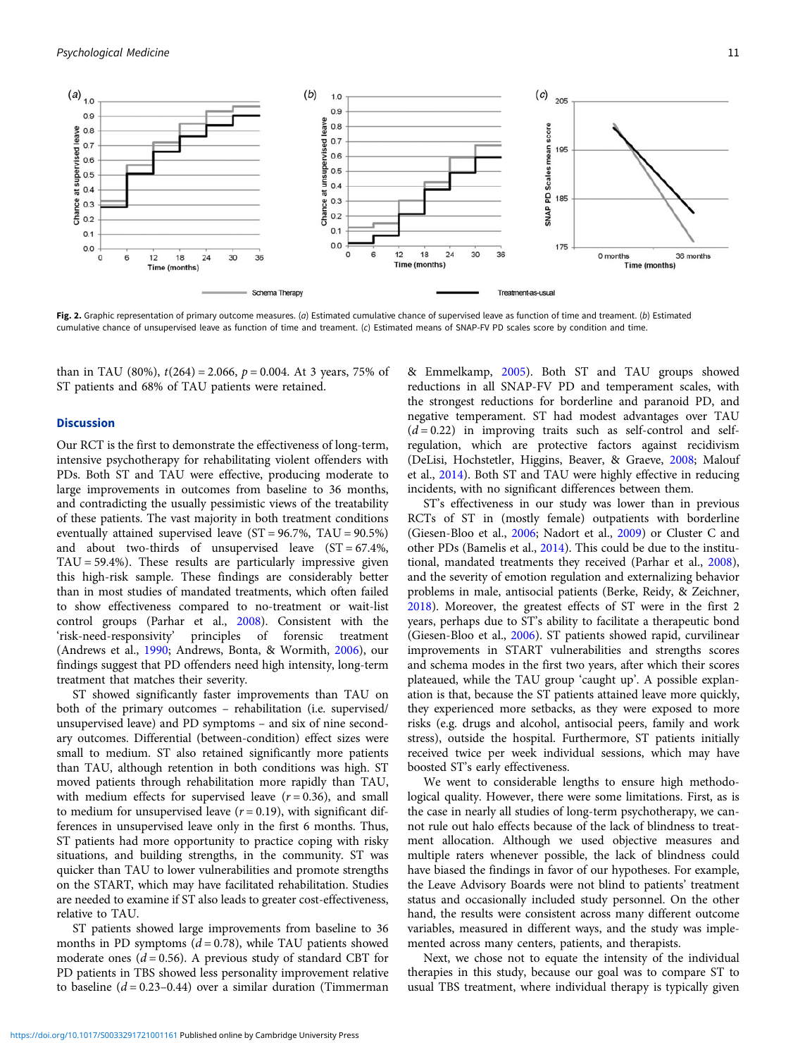Fig. 2. Graphic representation of primary outcome measures. (a) Estimated cumulative chance of supervised leave as function of time and treament. (b) Estimated cumulative chance of unsupervised leave as function of time and treament. (c) Estimated means of SNAP-FV PD scales score by condition and time.

than in TAU (80%), $t(264) = 2.066$, $p = 0.004$. At 3 years, 75% of ST patients and 68% of TAU patients were retained.

## Discussion

Our RCT is the first to demonstrate the effectiveness of long-term, intensive psychotherapy for rehabilitating violent offenders with PDs. Both ST and TAU were effective, producing moderate to large improvements in outcomes from baseline to 36 months, and contradicting the usually pessimistic views of the treatability of these patients. The vast majority in both treatment conditions eventually attained supervised leave (ST = 96.7%, TAU = 90.5%) and about two-thirds of unsupervised leave (ST = 67.4%, TAU = 59.4%). These results are particularly impressive given this high-risk sample. These findings are considerably better than in most studies of mandated treatments, which often failed to show effectiveness compared to no-treatment or wait-list control groups (Parhar et al., 2008). Consistent with the 'risk-need-responsivity' principles of forensic treatment (Andrews et al., 1990; Andrews, Bonta, & Wormith, 2006), our findings suggest that PD offenders need high intensity, long-term treatment that matches their severity.

ST showed significantly faster improvements than TAU on both of the primary outcomes – rehabilitation (i.e. supervised/unsupervised leave) and PD symptoms – and six of nine secondary outcomes. Differential (between-condition) effect sizes were small to medium. ST also retained significantly more patients than TAU, although retention in both conditions was high. ST moved patients through rehabilitation more rapidly than TAU, with medium effects for supervised leave ($r = 0.36$), and small to medium for unsupervised leave ($r = 0.19$), with significant differences in unsupervised leave only in the first 6 months. Thus, ST patients had more opportunity to practice coping with risky situations, and building strengths, in the community. ST was quicker than TAU to lower vulnerabilities and promote strengths on the START, which may have facilitated rehabilitation. Studies are needed to examine if ST also leads to greater cost-effectiveness, relative to TAU.

ST patients showed large improvements from baseline to 36 months in PD symptoms ($d = 0.78$), while TAU patients showed moderate ones ($d = 0.56$). A previous study of standard CBT for PD patients in TBS showed less personality improvement relative to baseline ($d = 0.23$–$0.44$) over a similar duration (Timmerman & Emmelkamp, 2005). Both ST and TAU groups showed reductions in all SNAP-FV PD and temperament scales, with the strongest reductions for borderline and paranoid PD, and negative temperament. ST had modest advantages over TAU ($d = 0.22$) in improving traits such as self-control and self-regulation, which are protective factors against recidivism (DeLisi, Hochstetler, Higgins, Beaver, & Graeve, 2008; Malouf et al., 2014). Both ST and TAU were highly effective in reducing incidents, with no significant differences between them.

ST's effectiveness in our study was lower than in previous RCTs of ST in (mostly female) outpatients with borderline (Giesen-Bloo et al., 2006; Nadort et al., 2009) or Cluster C and other PDs (Bamelis et al., 2014). This could be due to the institutional, mandated treatments they received (Parhar et al., 2008), and the severity of emotion regulation and externalizing behavior problems in male, antisocial patients (Berke, Reidy, & Zeichner, 2018). Moreover, the greatest effects of ST were in the first 2 years, perhaps due to ST's ability to facilitate a therapeutic bond (Giesen-Bloo et al., 2006). ST patients showed rapid, curvilinear improvements in START vulnerabilities and strengths scores and schema modes in the first two years, after which their scores plateaued, while the TAU group 'caught up'. A possible explanation is that, because the ST patients attained leave more quickly, they experienced more setbacks, as they were exposed to more risks (e.g. drugs and alcohol, antisocial peers, family and work stress), outside the hospital. Furthermore, ST patients initially received twice per week individual sessions, which may have boosted ST's early effectiveness.

We went to considerable lengths to ensure high methodological quality. However, there were some limitations. First, as is the case in nearly all studies of long-term psychotherapy, we cannot rule out halo effects because of the lack of blindness to treatment allocation. Although we used objective measures and multiple raters whenever possible, the lack of blindness could have biased the findings in favor of our hypotheses. For example, the Leave Advisory Boards were not blind to patients' treatment status and occasionally included study personnel. On the other hand, the results were consistent across many different outcome variables, measured in different ways, and the study was implemented across many centers, patients, and therapists.

Next, we chose not to equate the intensity of the individual therapies in this study, because our goal was to compare ST to usual TBS treatment, where individual therapy is typically given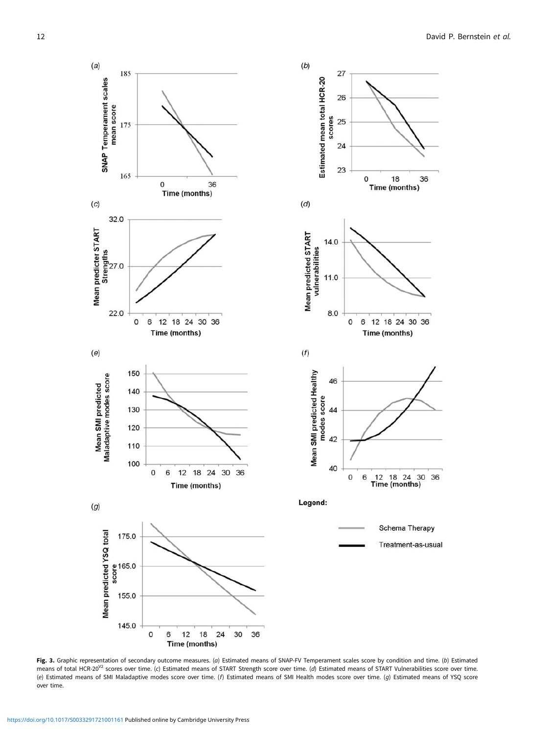**Fig. 3.** Graphic representation of secondary outcome measures. (*a*) Estimated means of SNAP-FV Temperament scales score by condition and time. (*b*) Estimated means of total HCR-20$^{V2}$ scores over time. (*c*) Estimated means of START Strength score over time. (*d*) Estimated means of START Vulnerabilities score over time. (*e*) Estimated means of SMI Maladaptive modes score over time. (*f*) Estimated means of SMI Health modes score over time. (*g*) Estimated means of YSQ score over time.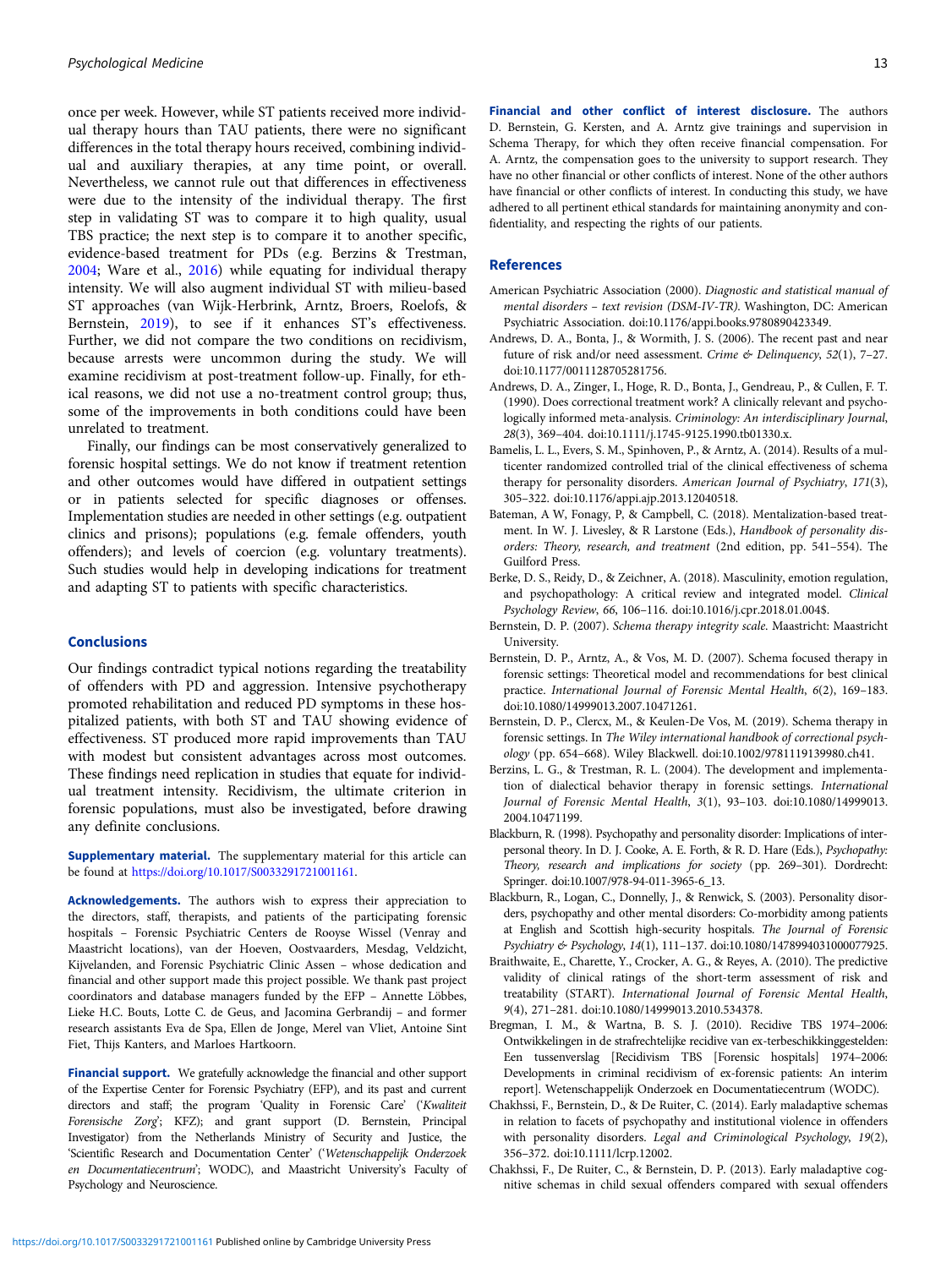once per week. However, while ST patients received more individual therapy hours than TAU patients, there were no significant differences in the total therapy hours received, combining individual and auxiliary therapies, at any time point, or overall. Nevertheless, we cannot rule out that differences in effectiveness were due to the intensity of the individual therapy. The first step in validating ST was to compare it to high quality, usual TBS practice; the next step is to compare it to another specific, evidence-based treatment for PDs (e.g. Berzins & Trestman, 2004; Ware et al., 2016) while equating for individual therapy intensity. We will also augment individual ST with milieu-based ST approaches (van Wijk-Herbrink, Arntz, Broers, Roelofs, & Bernstein, 2019), to see if it enhances ST's effectiveness. Further, we did not compare the two conditions on recidivism, because arrests were uncommon during the study. We will examine recidivism at post-treatment follow-up. Finally, for ethical reasons, we did not use a no-treatment control group; thus, some of the improvements in both conditions could have been unrelated to treatment.

Finally, our findings can be most conservatively generalized to forensic hospital settings. We do not know if treatment retention and other outcomes would have differed in outpatient settings or in patients selected for specific diagnoses or offenses. Implementation studies are needed in other settings (e.g. outpatient clinics and prisons); populations (e.g. female offenders, youth offenders); and levels of coercion (e.g. voluntary treatments). Such studies would help in developing indications for treatment and adapting ST to patients with specific characteristics.

## Conclusions

Our findings contradict typical notions regarding the treatability of offenders with PD and aggression. Intensive psychotherapy promoted rehabilitation and reduced PD symptoms in these hospitalized patients, with both ST and TAU showing evidence of effectiveness. ST produced more rapid improvements than TAU with modest but consistent advantages across most outcomes. These findings need replication in studies that equate for individual treatment intensity. Recidivism, the ultimate criterion in forensic populations, must also be investigated, before drawing any definite conclusions.

**Supplementary material.** The supplementary material for this article can be found at https://doi.org/10.1017/S0033291721001161.

**Acknowledgements.** The authors wish to express their appreciation to the directors, staff, therapists, and patients of the participating forensic hospitals – Forensic Psychiatric Centers de Rooyse Wissel (Venray and Maastricht locations), van der Hoeven, Oostvaarders, Mesdag, Veldzicht, Kijvelanden, and Forensic Psychiatric Clinic Assen – whose dedication and financial and other support made this project possible. We thank past project coordinators and database managers funded by the EFP – Annette Löbbes, Lieke H.C. Bouts, Lotte C. de Geus, and Jacomina Gerbrandij – and former research assistants Eva de Spa, Ellen de Jonge, Merel van Vliet, Antoine Sint Fiet, Thijs Kanters, and Marloes Hartkoorn.

**Financial support.** We gratefully acknowledge the financial and other support of the Expertise Center for Forensic Psychiatry (EFP), and its past and current directors and staff; the program 'Quality in Forensic Care' ('*Kwaliteit Forensische Zorg*'; KFZ); and grant support (D. Bernstein, Principal Investigator) from the Netherlands Ministry of Security and Justice, the 'Scientific Research and Documentation Center' ('*Wetenschappelijk Onderzoek en Documentatiecentrum*'; WODC), and Maastricht University's Faculty of Psychology and Neuroscience.

**Financial and other conflict of interest disclosure.** The authors D. Bernstein, G. Kersten, and A. Arntz give trainings and supervision in Schema Therapy, for which they often receive financial compensation. For A. Arntz, the compensation goes to the university to support research. They have no other financial or other conflicts of interest. None of the other authors have financial or other conflicts of interest. In conducting this study, we have adhered to all pertinent ethical standards for maintaining anonymity and confidentiality, and respecting the rights of our patients.

## References

American Psychiatric Association (2000). *Diagnostic and statistical manual of mental disorders – text revision (DSM-IV-TR)*. Washington, DC: American Psychiatric Association. doi:10.1176/appi.books.9780890423349.

Andrews, D. A., Bonta, J., & Wormith, J. S. (2006). The recent past and near future of risk and/or need assessment. *Crime & Delinquency*, *52*(1), 7–27. doi:10.1177/0011128705281756.

Andrews, D. A., Zinger, I., Hoge, R. D., Bonta, J., Gendreau, P., & Cullen, F. T. (1990). Does correctional treatment work? A clinically relevant and psychologically informed meta-analysis. *Criminology: An interdisciplinary Journal*, *28*(3), 369–404. doi:10.1111/j.1745-9125.1990.tb01330.x.

Bamelis, L. L., Evers, S. M., Spinhoven, P., & Arntz, A. (2014). Results of a multicenter randomized controlled trial of the clinical effectiveness of schema therapy for personality disorders. *American Journal of Psychiatry*, *171*(3), 305–322. doi:10.1176/appi.ajp.2013.12040518.

Bateman, A W, Fonagy, P, & Campbell, C. (2018). Mentalization-based treatment. In W. J. Livesley, & R Larstone (Eds.), *Handbook of personality disorders: Theory, research, and treatment* (2nd edition, pp. 541–554). The Guilford Press.

Berke, D. S., Reidy, D., & Zeichner, A. (2018). Masculinity, emotion regulation, and psychopathology: A critical review and integrated model. *Clinical Psychology Review*, *66*, 106–116. doi:10.1016/j.cpr.2018.01.004$.

Bernstein, D. P. (2007). *Schema therapy integrity scale*. Maastricht: Maastricht University.

Bernstein, D. P., Arntz, A., & Vos, M. D. (2007). Schema focused therapy in forensic settings: Theoretical model and recommendations for best clinical practice. *International Journal of Forensic Mental Health*, *6*(2), 169–183. doi:10.1080/14999013.2007.10471261.

Bernstein, D. P., Clercx, M., & Keulen-De Vos, M. (2019). Schema therapy in forensic settings. In *The Wiley international handbook of correctional psychology* (pp. 654–668). Wiley Blackwell. doi:10.1002/9781119139980.ch41.

Berzins, L. G., & Trestman, R. L. (2004). The development and implementation of dialectical behavior therapy in forensic settings. *International Journal of Forensic Mental Health*, *3*(1), 93–103. doi:10.1080/14999013.2004.10471199.

Blackburn, R. (1998). Psychopathy and personality disorder: Implications of interpersonal theory. In D. J. Cooke, A. E. Forth, & R. D. Hare (Eds.), *Psychopathy: Theory, research and implications for society* (pp. 269–301). Dordrecht: Springer. doi:10.1007/978-94-011-3965-6_13.

Blackburn, R., Logan, C., Donnelly, J., & Renwick, S. (2003). Personality disorders, psychopathy and other mental disorders: Co-morbidity among patients at English and Scottish high-security hospitals. *The Journal of Forensic Psychiatry & Psychology*, *14*(1), 111–137. doi:10.1080/1478994031000077925.

Braithwaite, E., Charette, Y., Crocker, A. G., & Reyes, A. (2010). The predictive validity of clinical ratings of the short-term assessment of risk and treatability (START). *International Journal of Forensic Mental Health*, *9*(4), 271–281. doi:10.1080/14999013.2010.534378.

Bregman, I. M., & Wartna, B. S. J. (2010). Recidive TBS 1974–2006: Ontwikkelingen in de strafrechtelijke recidive van ex-terbeschikkinggestelden: Een tussenverslag [Recidivism TBS [Forensic hospitals] 1974–2006: Developments in criminal recidivism of ex-forensic patients: An interim report]. Wetenschappelijk Onderzoek en Documentatiecentrum (WODC).

Chakhssi, F., Bernstein, D., & De Ruiter, C. (2014). Early maladaptive schemas in relation to facets of psychopathy and institutional violence in offenders with personality disorders. *Legal and Criminological Psychology*, *19*(2), 356–372. doi:10.1111/lcrp.12002.

Chakhssi, F., De Ruiter, C., & Bernstein, D. P. (2013). Early maladaptive cognitive schemas in child sexual offenders compared with sexual offenders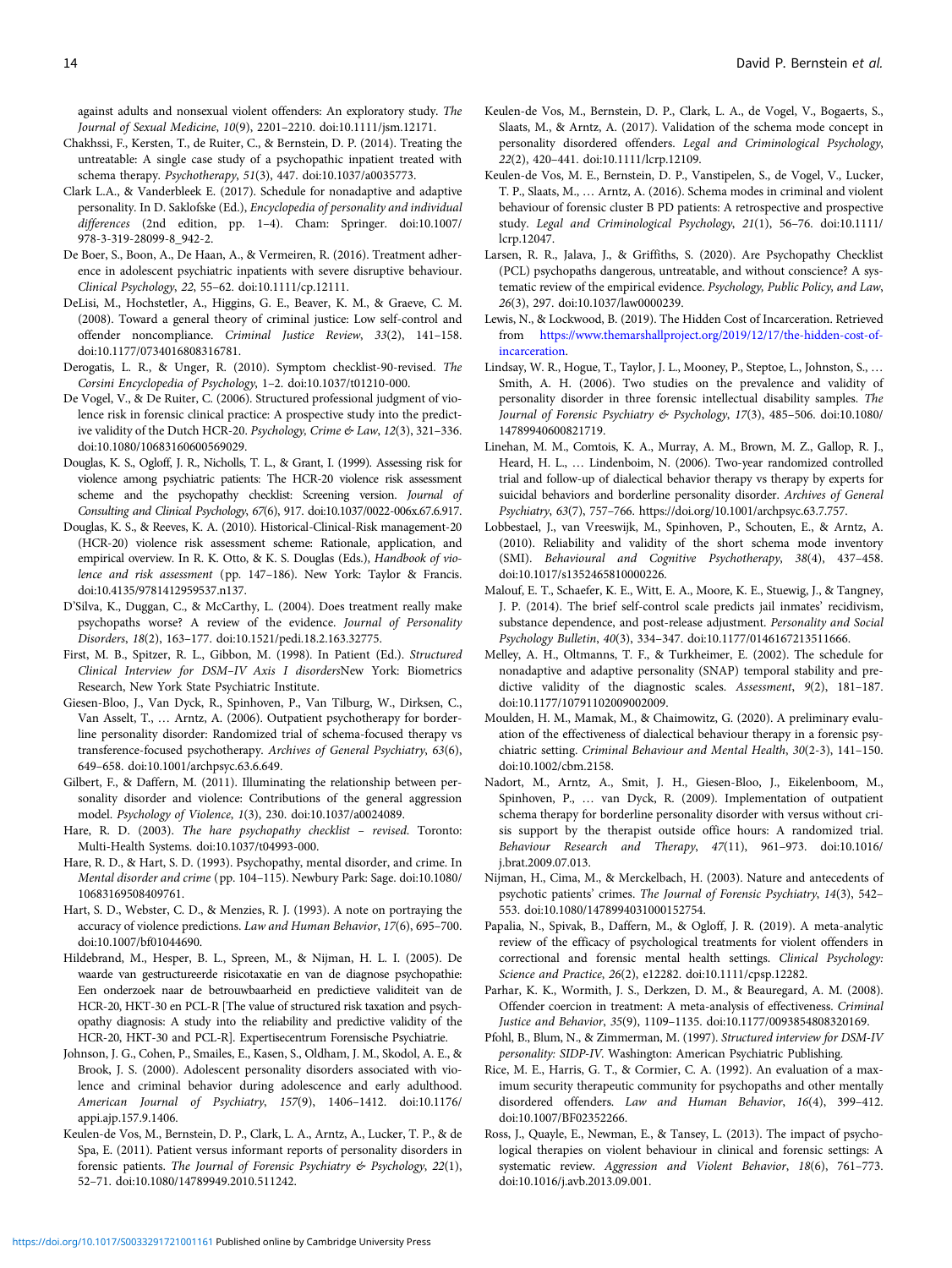against adults and nonsexual violent offenders: An exploratory study. *The Journal of Sexual Medicine*, *10*(9), 2201–2210. doi:10.1111/jsm.12171.

Chakhssi, F., Kersten, T., de Ruiter, C., & Bernstein, D. P. (2014). Treating the untreatable: A single case study of a psychopathic inpatient treated with schema therapy. *Psychotherapy*, *51*(3), 447. doi:10.1037/a0035773.

Clark L.A., & Vanderbleek E. (2017). Schedule for nonadaptive and adaptive personality. In D. Saklofske (Ed.), *Encyclopedia of personality and individual differences* (2nd edition, pp. 1–4). Cham: Springer. doi:10.1007/978-3-319-28099-8_942-2.

De Boer, S., Boon, A., De Haan, A., & Vermeiren, R. (2016). Treatment adherence in adolescent psychiatric inpatients with severe disruptive behaviour. *Clinical Psychology*, *22*, 55–62. doi:10.1111/cp.12111.

DeLisi, M., Hochstetler, A., Higgins, G. E., Beaver, K. M., & Graeve, C. M. (2008). Toward a general theory of criminal justice: Low self-control and offender noncompliance. *Criminal Justice Review*, *33*(2), 141–158. doi:10.1177/0734016808316781.

Derogatis, L. R., & Unger, R. (2010). Symptom checklist-90-revised. *The Corsini Encyclopedia of Psychology*, 1–2. doi:10.1037/t01210-000.

De Vogel, V., & De Ruiter, C. (2006). Structured professional judgment of violence risk in forensic clinical practice: A prospective study into the predictive validity of the Dutch HCR-20. *Psychology, Crime & Law*, *12*(3), 321–336. doi:10.1080/10683160600569029.

Douglas, K. S., Ogloff, J. R., Nicholls, T. L., & Grant, I. (1999). Assessing risk for violence among psychiatric patients: The HCR-20 violence risk assessment scheme and the psychopathy checklist: Screening version. *Journal of Consulting and Clinical Psychology*, *67*(6), 917. doi:10.1037/0022-006x.67.6.917.

Douglas, K. S., & Reeves, K. A. (2010). Historical-Clinical-Risk management-20 (HCR-20) violence risk assessment scheme: Rationale, application, and empirical overview. In R. K. Otto, & K. S. Douglas (Eds.), *Handbook of violence and risk assessment* (pp. 147–186). New York: Taylor & Francis. doi:10.4135/9781412959537.n137.

D'Silva, K., Duggan, C., & McCarthy, L. (2004). Does treatment really make psychopaths worse? A review of the evidence. *Journal of Personality Disorders*, *18*(2), 163–177. doi:10.1521/pedi.18.2.163.32775.

First, M. B., Spitzer, R. L., Gibbon, M. (1998). In Patient (Ed.). *Structured Clinical Interview for DSM–IV Axis I disorders*New York: Biometrics Research, New York State Psychiatric Institute.

Giesen-Bloo, J., Van Dyck, R., Spinhoven, P., Van Tilburg, W., Dirksen, C., Van Asselt, T., … Arntz, A. (2006). Outpatient psychotherapy for borderline personality disorder: Randomized trial of schema-focused therapy vs transference-focused psychotherapy. *Archives of General Psychiatry*, *63*(6), 649–658. doi:10.1001/archpsyc.63.6.649.

Gilbert, F., & Daffern, M. (2011). Illuminating the relationship between personality disorder and violence: Contributions of the general aggression model. *Psychology of Violence*, *1*(3), 230. doi:10.1037/a0024089.

Hare, R. D. (2003). *The hare psychopathy checklist – revised*. Toronto: Multi-Health Systems. doi:10.1037/t04993-000.

Hare, R. D., & Hart, S. D. (1993). Psychopathy, mental disorder, and crime. In *Mental disorder and crime* (pp. 104–115). Newbury Park: Sage. doi:10.1080/10683169508409761.

Hart, S. D., Webster, C. D., & Menzies, R. J. (1993). A note on portraying the accuracy of violence predictions. *Law and Human Behavior*, *17*(6), 695–700. doi:10.1007/bf01044690.

Hildebrand, M., Hesper, B. L., Spreen, M., & Nijman, H. L. I. (2005). De waarde van gestructureerde risicotaxatie en van de diagnose psychopathie: Een onderzoek naar de betrouwbaarheid en predictieve validiteit van de HCR-20, HKT-30 en PCL-R [The value of structured risk taxation and psychopathy diagnosis: A study into the reliability and predictive validity of the HCR-20, HKT-30 and PCL-R]. Expertisecentrum Forensische Psychiatrie.

Johnson, J. G., Cohen, P., Smailes, E., Kasen, S., Oldham, J. M., Skodol, A. E., & Brook, J. S. (2000). Adolescent personality disorders associated with violence and criminal behavior during adolescence and early adulthood. *American Journal of Psychiatry*, *157*(9), 1406–1412. doi:10.1176/appi.ajp.157.9.1406.

Keulen-de Vos, M., Bernstein, D. P., Clark, L. A., Arntz, A., Lucker, T. P., & de Spa, E. (2011). Patient versus informant reports of personality disorders in forensic patients. *The Journal of Forensic Psychiatry & Psychology*, *22*(1), 52–71. doi:10.1080/14789949.2010.511242.

Keulen-de Vos, M., Bernstein, D. P., Clark, L. A., de Vogel, V., Bogaerts, S., Slaats, M., & Arntz, A. (2017). Validation of the schema mode concept in personality disordered offenders. *Legal and Criminological Psychology*, *22*(2), 420–441. doi:10.1111/lcrp.12109.

Keulen-de Vos, M. E., Bernstein, D. P., Vanstipelen, S., de Vogel, V., Lucker, T. P., Slaats, M., … Arntz, A. (2016). Schema modes in criminal and violent behaviour of forensic cluster B PD patients: A retrospective and prospective study. *Legal and Criminological Psychology*, *21*(1), 56–76. doi:10.1111/lcrp.12047.

Larsen, R. R., Jalava, J., & Griffiths, S. (2020). Are Psychopathy Checklist (PCL) psychopaths dangerous, untreatable, and without conscience? A systematic review of the empirical evidence. *Psychology, Public Policy, and Law*, *26*(3), 297. doi:10.1037/law0000239.

Lewis, N., & Lockwood, B. (2019). The Hidden Cost of Incarceration. Retrieved from https://www.themarshallproject.org/2019/12/17/the-hidden-cost-of-incarceration.

Lindsay, W. R., Hogue, T., Taylor, J. L., Mooney, P., Steptoe, L., Johnston, S., … Smith, A. H. (2006). Two studies on the prevalence and validity of personality disorder in three forensic intellectual disability samples. *The Journal of Forensic Psychiatry & Psychology*, *17*(3), 485–506. doi:10.1080/14789940600821719.

Linehan, M. M., Comtois, K. A., Murray, A. M., Brown, M. Z., Gallop, R. J., Heard, H. L., … Lindenboim, N. (2006). Two-year randomized controlled trial and follow-up of dialectical behavior therapy vs therapy by experts for suicidal behaviors and borderline personality disorder. *Archives of General Psychiatry*, *63*(7), 757–766. https://doi.org/10.1001/archpsyc.63.7.757.

Lobbestael, J., van Vreeswijk, M., Spinhoven, P., Schouten, E., & Arntz, A. (2010). Reliability and validity of the short schema mode inventory (SMI). *Behavioural and Cognitive Psychotherapy*, *38*(4), 437–458. doi:10.1017/s1352465810000226.

Malouf, E. T., Schaefer, K. E., Witt, E. A., Moore, K. E., Stuewig, J., & Tangney, J. P. (2014). The brief self-control scale predicts jail inmates' recidivism, substance dependence, and post-release adjustment. *Personality and Social Psychology Bulletin*, *40*(3), 334–347. doi:10.1177/0146167213511666.

Melley, A. H., Oltmanns, T. F., & Turkheimer, E. (2002). The schedule for nonadaptive and adaptive personality (SNAP) temporal stability and predictive validity of the diagnostic scales. *Assessment*, *9*(2), 181–187. doi:10.1177/10791102009002009.

Moulden, H. M., Mamak, M., & Chaimowitz, G. (2020). A preliminary evaluation of the effectiveness of dialectical behaviour therapy in a forensic psychiatric setting. *Criminal Behaviour and Mental Health*, *30*(2-3), 141–150. doi:10.1002/cbm.2158.

Nadort, M., Arntz, A., Smit, J. H., Giesen-Bloo, J., Eikelenboom, M., Spinhoven, P., … van Dyck, R. (2009). Implementation of outpatient schema therapy for borderline personality disorder with versus without crisis support by the therapist outside office hours: A randomized trial. *Behaviour Research and Therapy*, *47*(11), 961–973. doi:10.1016/j.brat.2009.07.013.

Nijman, H., Cima, M., & Merckelbach, H. (2003). Nature and antecedents of psychotic patients' crimes. *The Journal of Forensic Psychiatry*, *14*(3), 542–553. doi:10.1080/1478994031000152754.

Papalia, N., Spivak, B., Daffern, M., & Ogloff, J. R. (2019). A meta-analytic review of the efficacy of psychological treatments for violent offenders in correctional and forensic mental health settings. *Clinical Psychology: Science and Practice*, *26*(2), e12282. doi:10.1111/cpsp.12282.

Parhar, K. K., Wormith, J. S., Derkzen, D. M., & Beauregard, A. M. (2008). Offender coercion in treatment: A meta-analysis of effectiveness. *Criminal Justice and Behavior*, *35*(9), 1109–1135. doi:10.1177/0093854808320169.

Pfohl, B., Blum, N., & Zimmerman, M. (1997). *Structured interview for DSM-IV personality: SIDP-IV*. Washington: American Psychiatric Publishing.

Rice, M. E., Harris, G. T., & Cormier, C. A. (1992). An evaluation of a maximum security therapeutic community for psychopaths and other mentally disordered offenders. *Law and Human Behavior*, *16*(4), 399–412. doi:10.1007/BF02352266.

Ross, J., Quayle, E., Newman, E., & Tansey, L. (2013). The impact of psychological therapies on violent behaviour in clinical and forensic settings: A systematic review. *Aggression and Violent Behavior*, *18*(6), 761–773. doi:10.1016/j.avb.2013.09.001.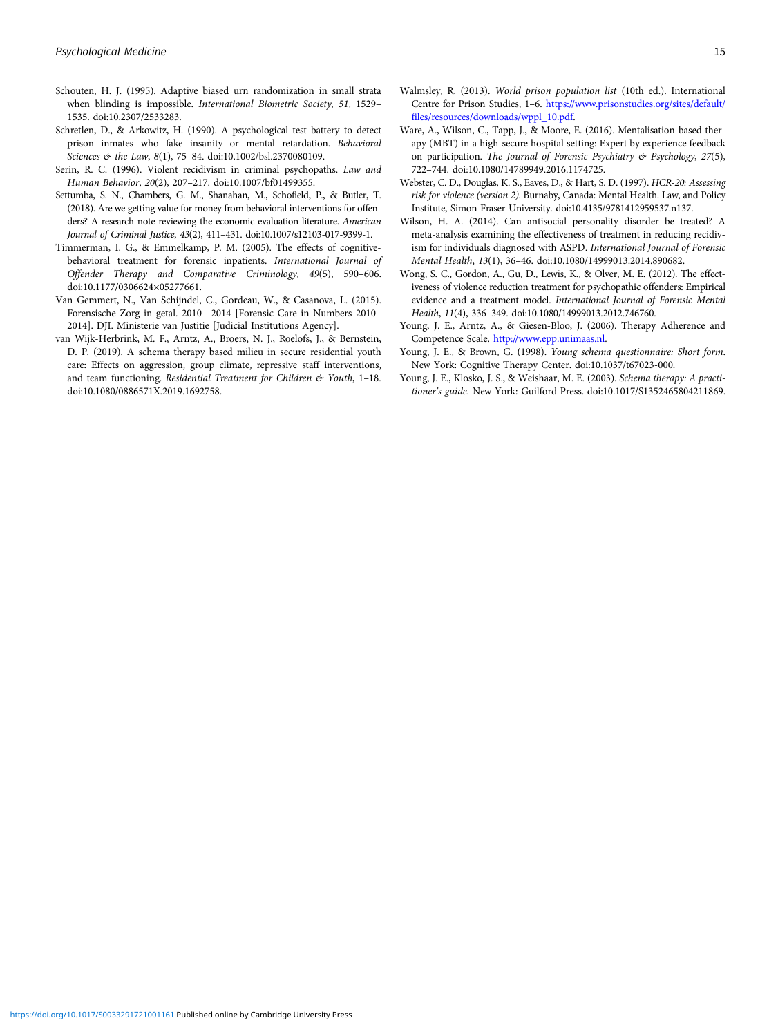Schouten, H. J. (1995). Adaptive biased urn randomization in small strata when blinding is impossible. *International Biometric Society*, *51*, 1529–1535. doi:10.2307/2533283.

Schretlen, D., & Arkowitz, H. (1990). A psychological test battery to detect prison inmates who fake insanity or mental retardation. *Behavioral Sciences & the Law*, *8*(1), 75–84. doi:10.1002/bsl.2370080109.

Serin, R. C. (1996). Violent recidivism in criminal psychopaths. *Law and Human Behavior*, *20*(2), 207–217. doi:10.1007/bf01499355.

Settumba, S. N., Chambers, G. M., Shanahan, M., Schofield, P., & Butler, T. (2018). Are we getting value for money from behavioral interventions for offenders? A research note reviewing the economic evaluation literature. *American Journal of Criminal Justice*, *43*(2), 411–431. doi:10.1007/s12103-017-9399-1.

Timmerman, I. G., & Emmelkamp, P. M. (2005). The effects of cognitive-behavioral treatment for forensic inpatients. *International Journal of Offender Therapy and Comparative Criminology*, *49*(5), 590–606. doi:10.1177/0306624×05277661.

Van Gemmert, N., Van Schijndel, C., Gordeau, W., & Casanova, L. (2015). Forensische Zorg in getal. 2010– 2014 [Forensic Care in Numbers 2010–2014]. DJI. Ministerie van Justitie [Judicial Institutions Agency].

van Wijk-Herbrink, M. F., Arntz, A., Broers, N. J., Roelofs, J., & Bernstein, D. P. (2019). A schema therapy based milieu in secure residential youth care: Effects on aggression, group climate, repressive staff interventions, and team functioning. *Residential Treatment for Children & Youth*, 1–18. doi:10.1080/0886571X.2019.1692758.

Walmsley, R. (2013). *World prison population list* (10th ed.). International Centre for Prison Studies, 1–6. https://www.prisonstudies.org/sites/default/files/resources/downloads/wppl_10.pdf.

Ware, A., Wilson, C., Tapp, J., & Moore, E. (2016). Mentalisation-based therapy (MBT) in a high-secure hospital setting: Expert by experience feedback on participation. *The Journal of Forensic Psychiatry & Psychology*, *27*(5), 722–744. doi:10.1080/14789949.2016.1174725.

Webster, C. D., Douglas, K. S., Eaves, D., & Hart, S. D. (1997). *HCR-20: Assessing risk for violence (version 2)*. Burnaby, Canada: Mental Health. Law, and Policy Institute, Simon Fraser University. doi:10.4135/9781412959537.n137.

Wilson, H. A. (2014). Can antisocial personality disorder be treated? A meta-analysis examining the effectiveness of treatment in reducing recidivism for individuals diagnosed with ASPD. *International Journal of Forensic Mental Health*, *13*(1), 36–46. doi:10.1080/14999013.2014.890682.

Wong, S. C., Gordon, A., Gu, D., Lewis, K., & Olver, M. E. (2012). The effectiveness of violence reduction treatment for psychopathic offenders: Empirical evidence and a treatment model. *International Journal of Forensic Mental Health*, *11*(4), 336–349. doi:10.1080/14999013.2012.746760.

Young, J. E., Arntz, A., & Giesen-Bloo, J. (2006). Therapy Adherence and Competence Scale. http://www.epp.unimaas.nl.

Young, J. E., & Brown, G. (1998). *Young schema questionnaire: Short form*. New York: Cognitive Therapy Center. doi:10.1037/t67023-000.

Young, J. E., Klosko, J. S., & Weishaar, M. E. (2003). *Schema therapy: A practitioner's guide*. New York: Guilford Press. doi:10.1017/S1352465804211869.